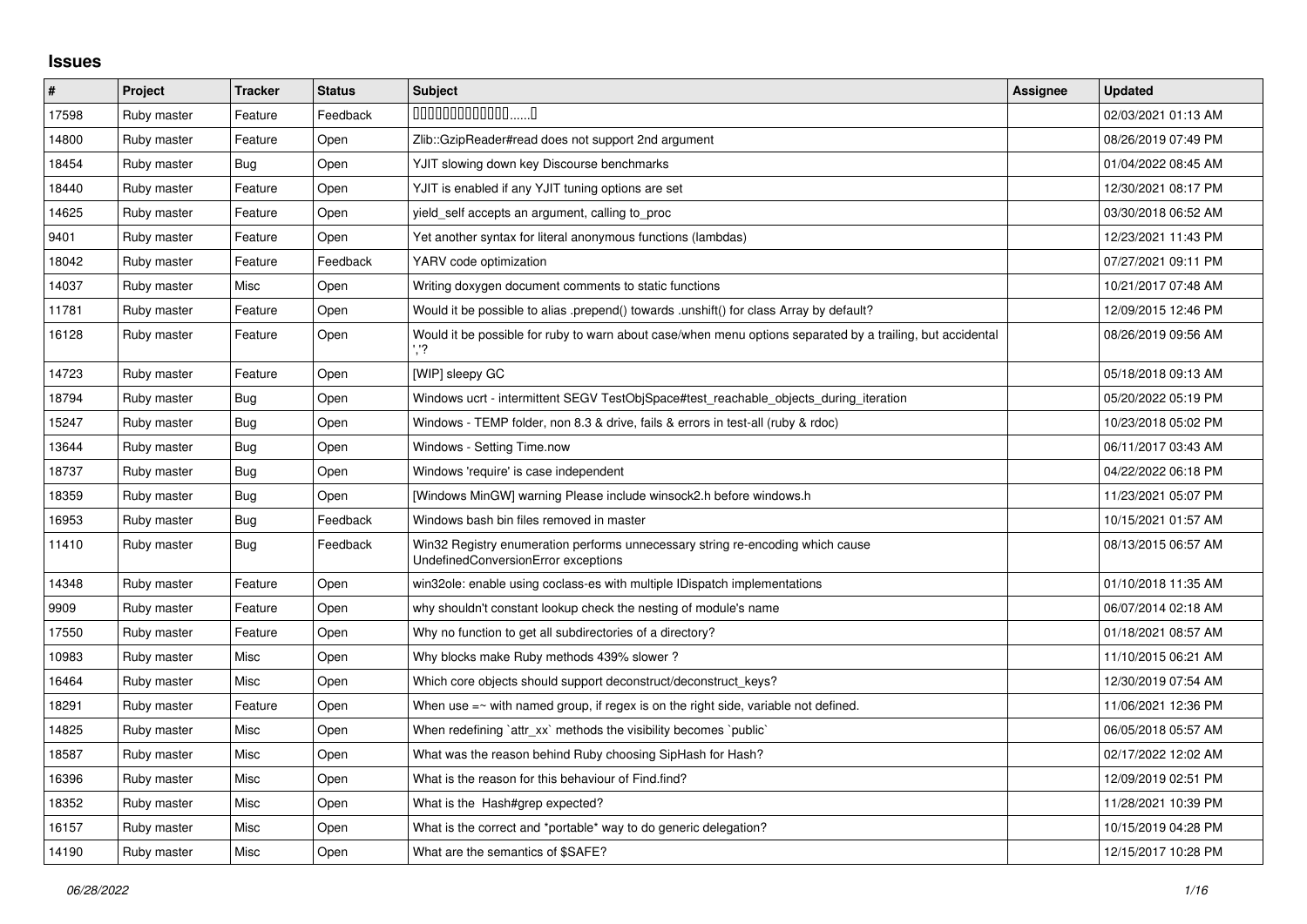# Issues

| # | Project | Tracker | Status | Subject | Assignee | Updated |
|---|---|---|---|---|---|---|
| 17598 | Ruby master | Feature | Feedback | 00000000000000......0 | | 02/03/2021 01:13 AM |
| 14800 | Ruby master | Feature | Open | Zlib::GzipReader#read does not support 2nd argument | | 08/26/2019 07:49 PM |
| 18454 | Ruby master | Bug | Open | YJIT slowing down key Discourse benchmarks | | 01/04/2022 08:45 AM |
| 18440 | Ruby master | Feature | Open | YJIT is enabled if any YJIT tuning options are set | | 12/30/2021 08:17 PM |
| 14625 | Ruby master | Feature | Open | yield_self accepts an argument, calling to_proc | | 03/30/2018 06:52 AM |
| 9401 | Ruby master | Feature | Open | Yet another syntax for literal anonymous functions (lambdas) | | 12/23/2021 11:43 PM |
| 18042 | Ruby master | Feature | Feedback | YARV code optimization | | 07/27/2021 09:11 PM |
| 14037 | Ruby master | Misc | Open | Writing doxygen document comments to static functions | | 10/21/2017 07:48 AM |
| 11781 | Ruby master | Feature | Open | Would it be possible to alias .prepend() towards .unshift() for class Array by default? | | 12/09/2015 12:46 PM |
| 16128 | Ruby master | Feature | Open | Would it be possible for ruby to warn about case/when menu options separated by a trailing, but accidental ','? | | 08/26/2019 09:56 AM |
| 14723 | Ruby master | Feature | Open | [WIP] sleepy GC | | 05/18/2018 09:13 AM |
| 18794 | Ruby master | Bug | Open | Windows ucrt - intermittent SEGV TestObjSpace#test_reachable_objects_during_iteration | | 05/20/2022 05:19 PM |
| 15247 | Ruby master | Bug | Open | Windows - TEMP folder, non 8.3 & drive, fails & errors in test-all (ruby & rdoc) | | 10/23/2018 05:02 PM |
| 13644 | Ruby master | Bug | Open | Windows - Setting Time.now | | 06/11/2017 03:43 AM |
| 18737 | Ruby master | Bug | Open | Windows 'require' is case independent | | 04/22/2022 06:18 PM |
| 18359 | Ruby master | Bug | Open | [Windows MinGW] warning Please include winsock2.h before windows.h | | 11/23/2021 05:07 PM |
| 16953 | Ruby master | Bug | Feedback | Windows bash bin files removed in master | | 10/15/2021 01:57 AM |
| 11410 | Ruby master | Bug | Feedback | Win32 Registry enumeration performs unnecessary string re-encoding which cause UndefinedConversionError exceptions | | 08/13/2015 06:57 AM |
| 14348 | Ruby master | Feature | Open | win32ole: enable using coclass-es with multiple IDispatch implementations | | 01/10/2018 11:35 AM |
| 9909 | Ruby master | Feature | Open | why shouldn't constant lookup check the nesting of module's name | | 06/07/2014 02:18 AM |
| 17550 | Ruby master | Feature | Open | Why no function to get all subdirectories of a directory? | | 01/18/2021 08:57 AM |
| 10983 | Ruby master | Misc | Open | Why blocks make Ruby methods 439% slower ? | | 11/10/2015 06:21 AM |
| 16464 | Ruby master | Misc | Open | Which core objects should support deconstruct/deconstruct_keys? | | 12/30/2019 07:54 AM |
| 18291 | Ruby master | Feature | Open | When use =~ with named group, if regex is on the right side, variable not defined. | | 11/06/2021 12:36 PM |
| 14825 | Ruby master | Misc | Open | When redefining `attr_xx` methods the visibility becomes `public` | | 06/05/2018 05:57 AM |
| 18587 | Ruby master | Misc | Open | What was the reason behind Ruby choosing SipHash for Hash? | | 02/17/2022 12:02 AM |
| 16396 | Ruby master | Misc | Open | What is the reason for this behaviour of Find.find? | | 12/09/2019 02:51 PM |
| 18352 | Ruby master | Misc | Open | What is the Hash#grep expected? | | 11/28/2021 10:39 PM |
| 16157 | Ruby master | Misc | Open | What is the correct and *portable* way to do generic delegation? | | 10/15/2019 04:28 PM |
| 14190 | Ruby master | Misc | Open | What are the semantics of $SAFE? | | 12/15/2017 10:28 PM |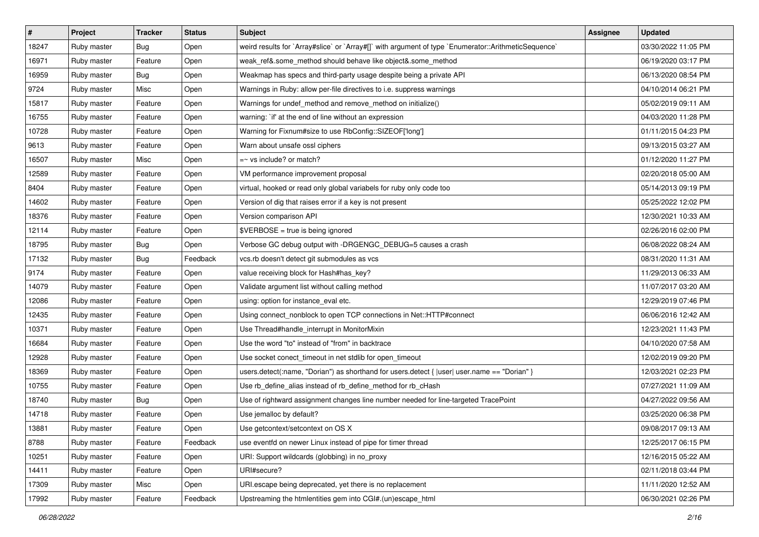| # | Project | Tracker | Status | Subject | Assignee | Updated |
|---|---|---|---|---|---|---|
| 18247 | Ruby master | Bug | Open | weird results for `Array#slice` or `Array#[]` with argument of type `Enumerator::ArithmeticSequence` | | 03/30/2022 11:05 PM |
| 16971 | Ruby master | Feature | Open | weak_ref&.some_method should behave like object&.some_method | | 06/19/2020 03:17 PM |
| 16959 | Ruby master | Bug | Open | Weakmap has specs and third-party usage despite being a private API | | 06/13/2020 08:54 PM |
| 9724 | Ruby master | Misc | Open | Warnings in Ruby: allow per-file directives to i.e. suppress warnings | | 04/10/2014 06:21 PM |
| 15817 | Ruby master | Feature | Open | Warnings for undef_method and remove_method on initialize() | | 05/02/2019 09:11 AM |
| 16755 | Ruby master | Feature | Open | warning: `if' at the end of line without an expression | | 04/03/2020 11:28 PM |
| 10728 | Ruby master | Feature | Open | Warning for Fixnum#size to use RbConfig::SIZEOF['long'] | | 01/11/2015 04:23 PM |
| 9613 | Ruby master | Feature | Open | Warn about unsafe ossl ciphers | | 09/13/2015 03:27 AM |
| 16507 | Ruby master | Misc | Open | =~ vs include? or match? | | 01/12/2020 11:27 PM |
| 12589 | Ruby master | Feature | Open | VM performance improvement proposal | | 02/20/2018 05:00 AM |
| 8404 | Ruby master | Feature | Open | virtual, hooked or read only global variabels for ruby only code too | | 05/14/2013 09:19 PM |
| 14602 | Ruby master | Feature | Open | Version of dig that raises error if a key is not present | | 05/25/2022 12:02 PM |
| 18376 | Ruby master | Feature | Open | Version comparison API | | 12/30/2021 10:33 AM |
| 12114 | Ruby master | Feature | Open | $VERBOSE = true is being ignored | | 02/26/2016 02:00 PM |
| 18795 | Ruby master | Bug | Open | Verbose GC debug output with -DRGENGC_DEBUG=5 causes a crash | | 06/08/2022 08:24 AM |
| 17132 | Ruby master | Bug | Feedback | vcs.rb doesn't detect git submodules as vcs | | 08/31/2020 11:31 AM |
| 9174 | Ruby master | Feature | Open | value receiving block for Hash#has_key? | | 11/29/2013 06:33 AM |
| 14079 | Ruby master | Feature | Open | Validate argument list without calling method | | 11/07/2017 03:20 AM |
| 12086 | Ruby master | Feature | Open | using: option for instance_eval etc. | | 12/29/2019 07:46 PM |
| 12435 | Ruby master | Feature | Open | Using connect_nonblock to open TCP connections in Net::HTTP#connect | | 06/06/2016 12:42 AM |
| 10371 | Ruby master | Feature | Open | Use Thread#handle_interrupt in MonitorMixin | | 12/23/2021 11:43 PM |
| 16684 | Ruby master | Feature | Open | Use the word "to" instead of "from" in backtrace | | 04/10/2020 07:58 AM |
| 12928 | Ruby master | Feature | Open | Use socket conect_timeout in net stdlib for open_timeout | | 12/02/2019 09:20 PM |
| 18369 | Ruby master | Feature | Open | users.detect(:name, "Dorian") as shorthand for users.detect { \|user\| user.name == "Dorian" } | | 12/03/2021 02:23 PM |
| 10755 | Ruby master | Feature | Open | Use rb_define_alias instead of rb_define_method for rb_cHash | | 07/27/2021 11:09 AM |
| 18740 | Ruby master | Bug | Open | Use of rightward assignment changes line number needed for line-targeted TracePoint | | 04/27/2022 09:56 AM |
| 14718 | Ruby master | Feature | Open | Use jemalloc by default? | | 03/25/2020 06:38 PM |
| 13881 | Ruby master | Feature | Open | Use getcontext/setcontext on OS X | | 09/08/2017 09:13 AM |
| 8788 | Ruby master | Feature | Feedback | use eventfd on newer Linux instead of pipe for timer thread | | 12/25/2017 06:15 PM |
| 10251 | Ruby master | Feature | Open | URI: Support wildcards (globbing) in no_proxy | | 12/16/2015 05:22 AM |
| 14411 | Ruby master | Feature | Open | URI#secure? | | 02/11/2018 03:44 PM |
| 17309 | Ruby master | Misc | Open | URI.escape being deprecated, yet there is no replacement | | 11/11/2020 12:52 AM |
| 17992 | Ruby master | Feature | Feedback | Upstreaming the htmlentities gem into CGI#.(un)escape_html | | 06/30/2021 02:26 PM |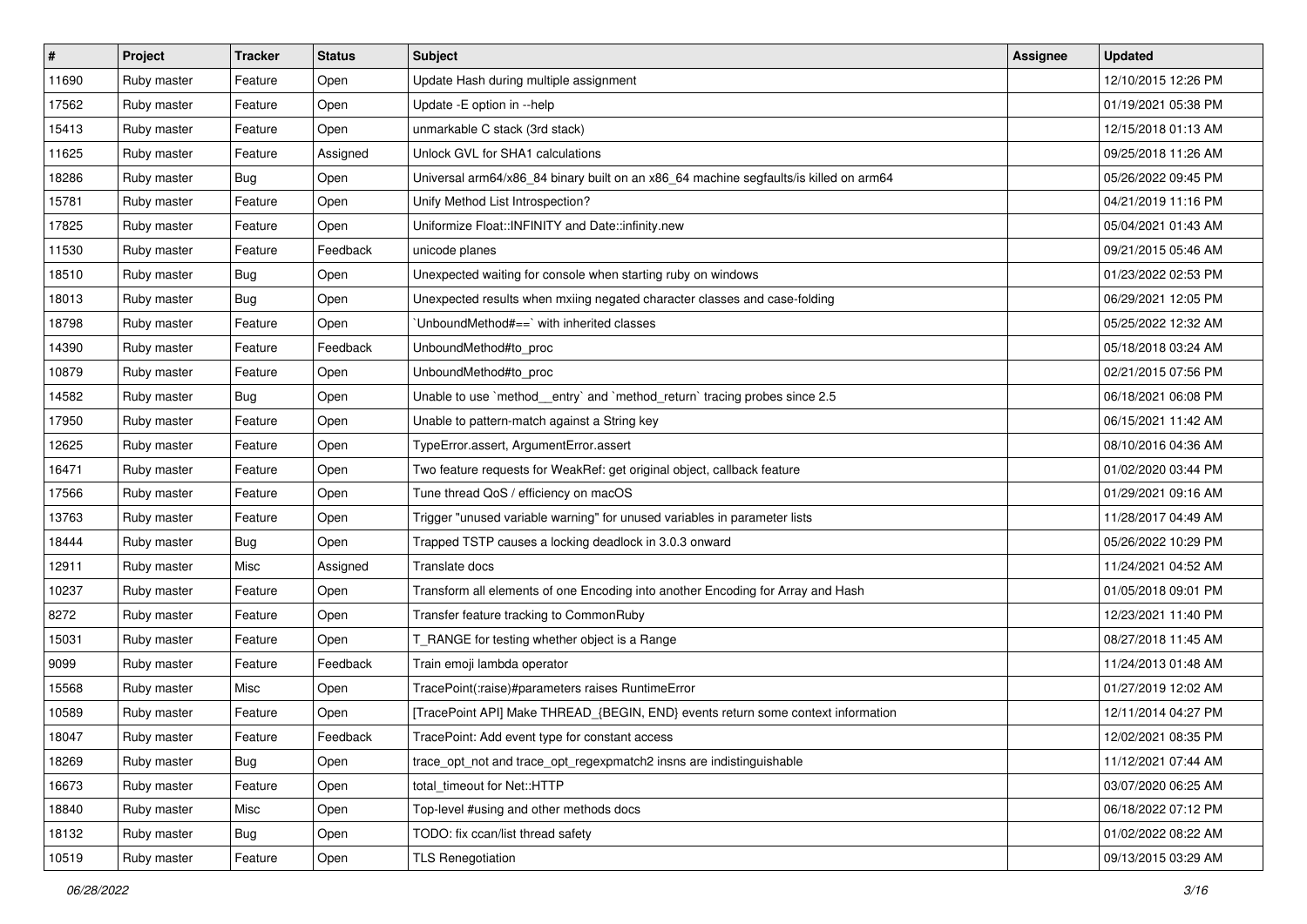| # | Project | Tracker | Status | Subject | Assignee | Updated |
|---|---|---|---|---|---|---|
| 11690 | Ruby master | Feature | Open | Update Hash during multiple assignment | | 12/10/2015 12:26 PM |
| 17562 | Ruby master | Feature | Open | Update -E option in --help | | 01/19/2021 05:38 PM |
| 15413 | Ruby master | Feature | Open | unmarkable C stack (3rd stack) | | 12/15/2018 01:13 AM |
| 11625 | Ruby master | Feature | Assigned | Unlock GVL for SHA1 calculations | | 09/25/2018 11:26 AM |
| 18286 | Ruby master | Bug | Open | Universal arm64/x86_84 binary built on an x86_64 machine segfaults/is killed on arm64 | | 05/26/2022 09:45 PM |
| 15781 | Ruby master | Feature | Open | Unify Method List Introspection? | | 04/21/2019 11:16 PM |
| 17825 | Ruby master | Feature | Open | Uniformize Float::INFINITY and Date::infinity.new | | 05/04/2021 01:43 AM |
| 11530 | Ruby master | Feature | Feedback | unicode planes | | 09/21/2015 05:46 AM |
| 18510 | Ruby master | Bug | Open | Unexpected waiting for console when starting ruby on windows | | 01/23/2022 02:53 PM |
| 18013 | Ruby master | Bug | Open | Unexpected results when mxiing negated character classes and case-folding | | 06/29/2021 12:05 PM |
| 18798 | Ruby master | Feature | Open | `UnboundMethod#==` with inherited classes | | 05/25/2022 12:32 AM |
| 14390 | Ruby master | Feature | Feedback | UnboundMethod#to_proc | | 05/18/2018 03:24 AM |
| 10879 | Ruby master | Feature | Open | UnboundMethod#to_proc | | 02/21/2015 07:56 PM |
| 14582 | Ruby master | Bug | Open | Unable to use `method__entry` and `method_return` tracing probes since 2.5 | | 06/18/2021 06:08 PM |
| 17950 | Ruby master | Feature | Open | Unable to pattern-match against a String key | | 06/15/2021 11:42 AM |
| 12625 | Ruby master | Feature | Open | TypeError.assert, ArgumentError.assert | | 08/10/2016 04:36 AM |
| 16471 | Ruby master | Feature | Open | Two feature requests for WeakRef: get original object, callback feature | | 01/02/2020 03:44 PM |
| 17566 | Ruby master | Feature | Open | Tune thread QoS / efficiency on macOS | | 01/29/2021 09:16 AM |
| 13763 | Ruby master | Feature | Open | Trigger "unused variable warning" for unused variables in parameter lists | | 11/28/2017 04:49 AM |
| 18444 | Ruby master | Bug | Open | Trapped TSTP causes a locking deadlock in 3.0.3 onward | | 05/26/2022 10:29 PM |
| 12911 | Ruby master | Misc | Assigned | Translate docs | | 11/24/2021 04:52 AM |
| 10237 | Ruby master | Feature | Open | Transform all elements of one Encoding into another Encoding for Array and Hash | | 01/05/2018 09:01 PM |
| 8272 | Ruby master | Feature | Open | Transfer feature tracking to CommonRuby | | 12/23/2021 11:40 PM |
| 15031 | Ruby master | Feature | Open | T_RANGE for testing whether object is a Range | | 08/27/2018 11:45 AM |
| 9099 | Ruby master | Feature | Feedback | Train emoji lambda operator | | 11/24/2013 01:48 AM |
| 15568 | Ruby master | Misc | Open | TracePoint(:raise)#parameters raises RuntimeError | | 01/27/2019 12:02 AM |
| 10589 | Ruby master | Feature | Open | [TracePoint API] Make THREAD_{BEGIN, END} events return some context information | | 12/11/2014 04:27 PM |
| 18047 | Ruby master | Feature | Feedback | TracePoint: Add event type for constant access | | 12/02/2021 08:35 PM |
| 18269 | Ruby master | Bug | Open | trace_opt_not and trace_opt_regexpmatch2 insns are indistinguishable | | 11/12/2021 07:44 AM |
| 16673 | Ruby master | Feature | Open | total_timeout for Net::HTTP | | 03/07/2020 06:25 AM |
| 18840 | Ruby master | Misc | Open | Top-level #using and other methods docs | | 06/18/2022 07:12 PM |
| 18132 | Ruby master | Bug | Open | TODO: fix ccan/list thread safety | | 01/02/2022 08:22 AM |
| 10519 | Ruby master | Feature | Open | TLS Renegotiation | | 09/13/2015 03:29 AM |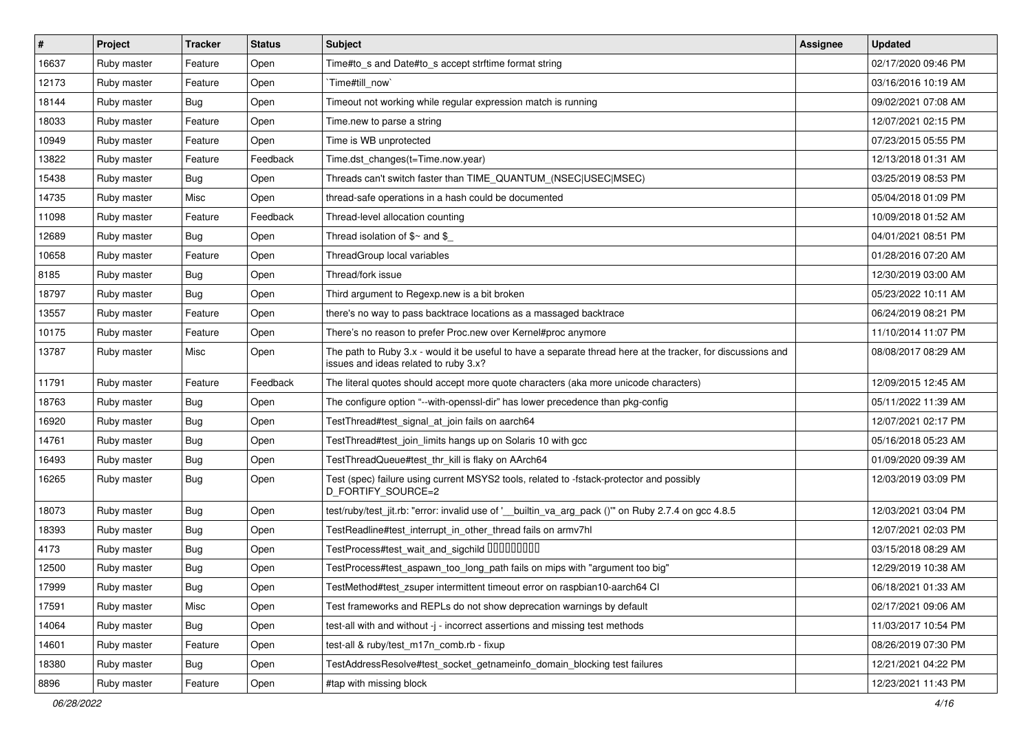| # | Project | Tracker | Status | Subject | Assignee | Updated |
|---|---|---|---|---|---|---|
| 16637 | Ruby master | Feature | Open | Time#to_s and Date#to_s accept strftime format string | | 02/17/2020 09:46 PM |
| 12173 | Ruby master | Feature | Open | `Time#till_now` | | 03/16/2016 10:19 AM |
| 18144 | Ruby master | Bug | Open | Timeout not working while regular expression match is running | | 09/02/2021 07:08 AM |
| 18033 | Ruby master | Feature | Open | Time.new to parse a string | | 12/07/2021 02:15 PM |
| 10949 | Ruby master | Feature | Open | Time is WB unprotected | | 07/23/2015 05:55 PM |
| 13822 | Ruby master | Feature | Feedback | Time.dst_changes(t=Time.now.year) | | 12/13/2018 01:31 AM |
| 15438 | Ruby master | Bug | Open | Threads can't switch faster than TIME_QUANTUM_(NSEC\|USEC\|MSEC) | | 03/25/2019 08:53 PM |
| 14735 | Ruby master | Misc | Open | thread-safe operations in a hash could be documented | | 05/04/2018 01:09 PM |
| 11098 | Ruby master | Feature | Feedback | Thread-level allocation counting | | 10/09/2018 01:52 AM |
| 12689 | Ruby master | Bug | Open | Thread isolation of $~ and $_ | | 04/01/2021 08:51 PM |
| 10658 | Ruby master | Feature | Open | ThreadGroup local variables | | 01/28/2016 07:20 AM |
| 8185 | Ruby master | Bug | Open | Thread/fork issue | | 12/30/2019 03:00 AM |
| 18797 | Ruby master | Bug | Open | Third argument to Regexp.new is a bit broken | | 05/23/2022 10:11 AM |
| 13557 | Ruby master | Feature | Open | there's no way to pass backtrace locations as a massaged backtrace | | 06/24/2019 08:21 PM |
| 10175 | Ruby master | Feature | Open | There’s no reason to prefer Proc.new over Kernel#proc anymore | | 11/10/2014 11:07 PM |
| 13787 | Ruby master | Misc | Open | The path to Ruby 3.x - would it be useful to have a separate thread here at the tracker, for discussions and issues and ideas related to ruby 3.x? | | 08/08/2017 08:29 AM |
| 11791 | Ruby master | Feature | Feedback | The literal quotes should accept more quote characters (aka more unicode characters) | | 12/09/2015 12:45 AM |
| 18763 | Ruby master | Bug | Open | The configure option “--with-openssl-dir” has lower precedence than pkg-config | | 05/11/2022 11:39 AM |
| 16920 | Ruby master | Bug | Open | TestThread#test_signal_at_join fails on aarch64 | | 12/07/2021 02:17 PM |
| 14761 | Ruby master | Bug | Open | TestThread#test_join_limits hangs up on Solaris 10 with gcc | | 05/16/2018 05:23 AM |
| 16493 | Ruby master | Bug | Open | TestThreadQueue#test_thr_kill is flaky on AArch64 | | 01/09/2020 09:39 AM |
| 16265 | Ruby master | Bug | Open | Test (spec) failure using current MSYS2 tools, related to -fstack-protector and possibly D_FORTIFY_SOURCE=2 | | 12/03/2019 03:09 PM |
| 18073 | Ruby master | Bug | Open | test/ruby/test_jit.rb: "error: invalid use of '__builtin_va_arg_pack ()'" on Ruby 2.7.4 on gcc 4.8.5 | | 12/03/2021 03:04 PM |
| 18393 | Ruby master | Bug | Open | TestReadline#test_interrupt_in_other_thread fails on armv7hl | | 12/07/2021 02:03 PM |
| 4173 | Ruby master | Bug | Open | TestProcess#test_wait_and_sigchild ���������� | | 03/15/2018 08:29 AM |
| 12500 | Ruby master | Bug | Open | TestProcess#test_aspawn_too_long_path fails on mips with "argument too big" | | 12/29/2019 10:38 AM |
| 17999 | Ruby master | Bug | Open | TestMethod#test_zsuper intermittent timeout error on raspbian10-aarch64 CI | | 06/18/2021 01:33 AM |
| 17591 | Ruby master | Misc | Open | Test frameworks and REPLs do not show deprecation warnings by default | | 02/17/2021 09:06 AM |
| 14064 | Ruby master | Bug | Open | test-all with and without -j - incorrect assertions and missing test methods | | 11/03/2017 10:54 PM |
| 14601 | Ruby master | Feature | Open | test-all & ruby/test_m17n_comb.rb - fixup | | 08/26/2019 07:30 PM |
| 18380 | Ruby master | Bug | Open | TestAddressResolve#test_socket_getnameinfo_domain_blocking test failures | | 12/21/2021 04:22 PM |
| 8896 | Ruby master | Feature | Open | #tap with missing block | | 12/23/2021 11:43 PM |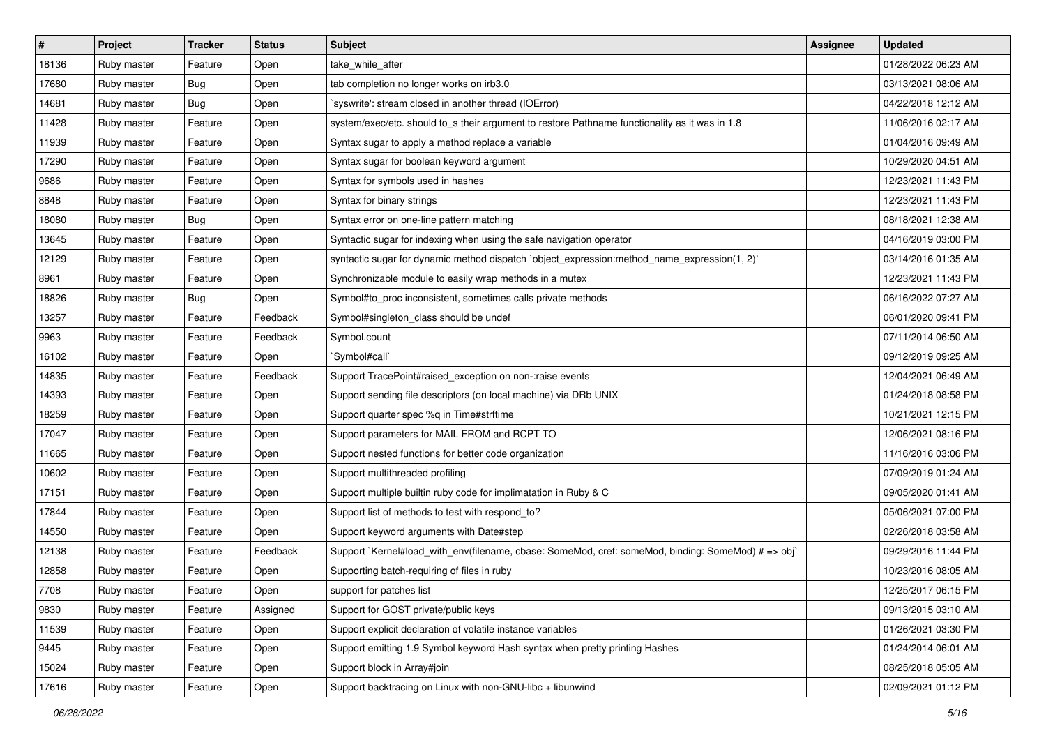| # | Project | Tracker | Status | Subject | Assignee | Updated |
|---|---|---|---|---|---|---|
| 18136 | Ruby master | Feature | Open | take_while_after | | 01/28/2022 06:23 AM |
| 17680 | Ruby master | Bug | Open | tab completion no longer works on irb3.0 | | 03/13/2021 08:06 AM |
| 14681 | Ruby master | Bug | Open | `syswrite': stream closed in another thread (IOError) | | 04/22/2018 12:12 AM |
| 11428 | Ruby master | Feature | Open | system/exec/etc. should to_s their argument to restore Pathname functionality as it was in 1.8 | | 11/06/2016 02:17 AM |
| 11939 | Ruby master | Feature | Open | Syntax sugar to apply a method replace a variable | | 01/04/2016 09:49 AM |
| 17290 | Ruby master | Feature | Open | Syntax sugar for boolean keyword argument | | 10/29/2020 04:51 AM |
| 9686 | Ruby master | Feature | Open | Syntax for symbols used in hashes | | 12/23/2021 11:43 PM |
| 8848 | Ruby master | Feature | Open | Syntax for binary strings | | 12/23/2021 11:43 PM |
| 18080 | Ruby master | Bug | Open | Syntax error on one-line pattern matching | | 08/18/2021 12:38 AM |
| 13645 | Ruby master | Feature | Open | Syntactic sugar for indexing when using the safe navigation operator | | 04/16/2019 03:00 PM |
| 12129 | Ruby master | Feature | Open | syntactic sugar for dynamic method dispatch `object_expression:method_name_expression(1, 2)` | | 03/14/2016 01:35 AM |
| 8961 | Ruby master | Feature | Open | Synchronizable module to easily wrap methods in a mutex | | 12/23/2021 11:43 PM |
| 18826 | Ruby master | Bug | Open | Symbol#to_proc inconsistent, sometimes calls private methods | | 06/16/2022 07:27 AM |
| 13257 | Ruby master | Feature | Feedback | Symbol#singleton_class should be undef | | 06/01/2020 09:41 PM |
| 9963 | Ruby master | Feature | Feedback | Symbol.count | | 07/11/2014 06:50 AM |
| 16102 | Ruby master | Feature | Open | `Symbol#call` | | 09/12/2019 09:25 AM |
| 14835 | Ruby master | Feature | Feedback | Support TracePoint#raised_exception on non-:raise events | | 12/04/2021 06:49 AM |
| 14393 | Ruby master | Feature | Open | Support sending file descriptors (on local machine) via DRb UNIX | | 01/24/2018 08:58 PM |
| 18259 | Ruby master | Feature | Open | Support quarter spec %q in Time#strftime | | 10/21/2021 12:15 PM |
| 17047 | Ruby master | Feature | Open | Support parameters for MAIL FROM and RCPT TO | | 12/06/2021 08:16 PM |
| 11665 | Ruby master | Feature | Open | Support nested functions for better code organization | | 11/16/2016 03:06 PM |
| 10602 | Ruby master | Feature | Open | Support multithreaded profiling | | 07/09/2019 01:24 AM |
| 17151 | Ruby master | Feature | Open | Support multiple builtin ruby code for implimatation in Ruby & C | | 09/05/2020 01:41 AM |
| 17844 | Ruby master | Feature | Open | Support list of methods to test with respond_to? | | 05/06/2021 07:00 PM |
| 14550 | Ruby master | Feature | Open | Support keyword arguments with Date#step | | 02/26/2018 03:58 AM |
| 12138 | Ruby master | Feature | Feedback | Support `Kernel#load_with_env(filename, cbase: SomeMod, cref: someMod, binding: SomeMod) # => obj` | | 09/29/2016 11:44 PM |
| 12858 | Ruby master | Feature | Open | Supporting batch-requiring of files in ruby | | 10/23/2016 08:05 AM |
| 7708 | Ruby master | Feature | Open | support for patches list | | 12/25/2017 06:15 PM |
| 9830 | Ruby master | Feature | Assigned | Support for GOST private/public keys | | 09/13/2015 03:10 AM |
| 11539 | Ruby master | Feature | Open | Support explicit declaration of volatile instance variables | | 01/26/2021 03:30 PM |
| 9445 | Ruby master | Feature | Open | Support emitting 1.9 Symbol keyword Hash syntax when pretty printing Hashes | | 01/24/2014 06:01 AM |
| 15024 | Ruby master | Feature | Open | Support block in Array#join | | 08/25/2018 05:05 AM |
| 17616 | Ruby master | Feature | Open | Support backtracing on Linux with non-GNU-libc + libunwind | | 02/09/2021 01:12 PM |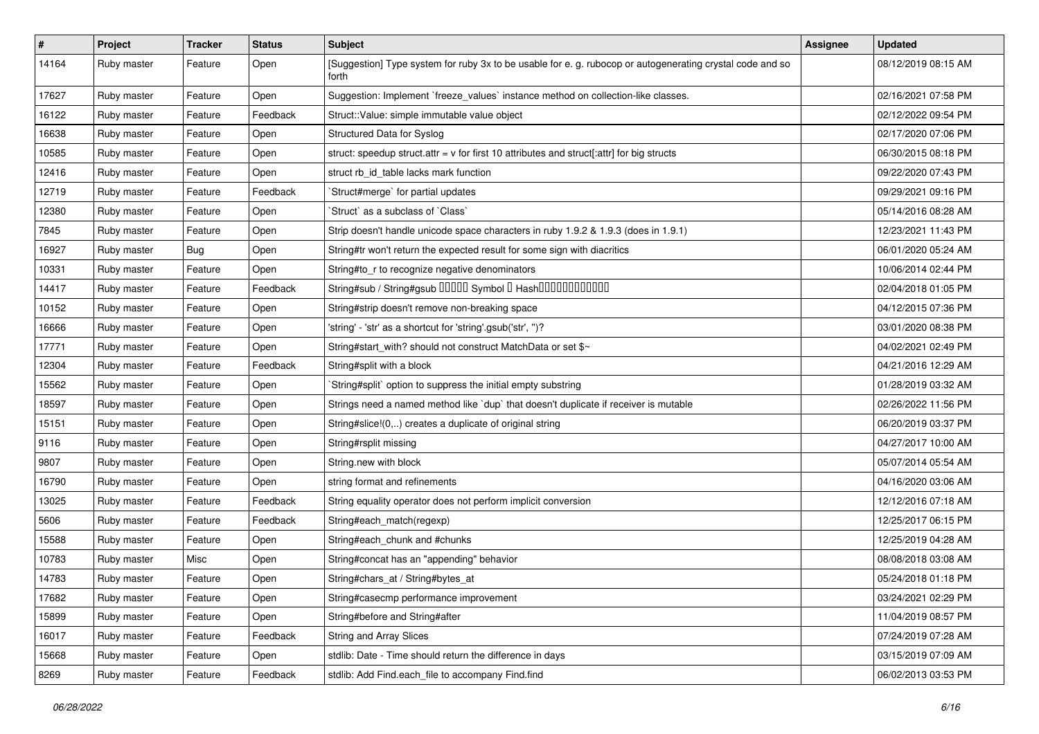| # | Project | Tracker | Status | Subject | Assignee | Updated |
|---|---|---|---|---|---|---|
| 14164 | Ruby master | Feature | Open | [Suggestion] Type system for ruby 3x to be usable for e. g. rubocop or autogenerating crystal code and so forth | | 08/12/2019 08:15 AM |
| 17627 | Ruby master | Feature | Open | Suggestion: Implement `freeze_values` instance method on collection-like classes. | | 02/16/2021 07:58 PM |
| 16122 | Ruby master | Feature | Feedback | Struct::Value: simple immutable value object | | 02/12/2022 09:54 PM |
| 16638 | Ruby master | Feature | Open | Structured Data for Syslog | | 02/17/2020 07:06 PM |
| 10585 | Ruby master | Feature | Open | struct: speedup struct.attr = v for first 10 attributes and struct[:attr] for big structs | | 06/30/2015 08:18 PM |
| 12416 | Ruby master | Feature | Open | struct rb_id_table lacks mark function | | 09/22/2020 07:43 PM |
| 12719 | Ruby master | Feature | Feedback | `Struct#merge` for partial updates | | 09/29/2021 09:16 PM |
| 12380 | Ruby master | Feature | Open | `Struct` as a subclass of `Class` | | 05/14/2016 08:28 AM |
| 7845 | Ruby master | Feature | Open | Strip doesn't handle unicode space characters in ruby 1.9.2 & 1.9.3 (does in 1.9.1) | | 12/23/2021 11:43 PM |
| 16927 | Ruby master | Bug | Open | String#tr won't return the expected result for some sign with diacritics | | 06/01/2020 05:24 AM |
| 10331 | Ruby master | Feature | Open | String#to_r to recognize negative denominators | | 10/06/2014 02:44 PM |
| 14417 | Ruby master | Feature | Feedback | String#sub / String#gsub ����� Symbol � Hash������������ | | 02/04/2018 01:05 PM |
| 10152 | Ruby master | Feature | Open | String#strip doesn't remove non-breaking space | | 04/12/2015 07:36 PM |
| 16666 | Ruby master | Feature | Open | 'string' - 'str' as a shortcut for 'string'.gsub('str', '')? | | 03/01/2020 08:38 PM |
| 17771 | Ruby master | Feature | Open | String#start_with? should not construct MatchData or set $~ | | 04/02/2021 02:49 PM |
| 12304 | Ruby master | Feature | Feedback | String#split with a block | | 04/21/2016 12:29 AM |
| 15562 | Ruby master | Feature | Open | `String#split` option to suppress the initial empty substring | | 01/28/2019 03:32 AM |
| 18597 | Ruby master | Feature | Open | Strings need a named method like `dup` that doesn't duplicate if receiver is mutable | | 02/26/2022 11:56 PM |
| 15151 | Ruby master | Feature | Open | String#slice!(0,..) creates a duplicate of original string | | 06/20/2019 03:37 PM |
| 9116 | Ruby master | Feature | Open | String#rsplit missing | | 04/27/2017 10:00 AM |
| 9807 | Ruby master | Feature | Open | String.new with block | | 05/07/2014 05:54 AM |
| 16790 | Ruby master | Feature | Open | string format and refinements | | 04/16/2020 03:06 AM |
| 13025 | Ruby master | Feature | Feedback | String equality operator does not perform implicit conversion | | 12/12/2016 07:18 AM |
| 5606 | Ruby master | Feature | Feedback | String#each_match(regexp) | | 12/25/2017 06:15 PM |
| 15588 | Ruby master | Feature | Open | String#each_chunk and #chunks | | 12/25/2019 04:28 AM |
| 10783 | Ruby master | Misc | Open | String#concat has an "appending" behavior | | 08/08/2018 03:08 AM |
| 14783 | Ruby master | Feature | Open | String#chars_at / String#bytes_at | | 05/24/2018 01:18 PM |
| 17682 | Ruby master | Feature | Open | String#casecmp performance improvement | | 03/24/2021 02:29 PM |
| 15899 | Ruby master | Feature | Open | String#before and String#after | | 11/04/2019 08:57 PM |
| 16017 | Ruby master | Feature | Feedback | String and Array Slices | | 07/24/2019 07:28 AM |
| 15668 | Ruby master | Feature | Open | stdlib: Date - Time should return the difference in days | | 03/15/2019 07:09 AM |
| 8269 | Ruby master | Feature | Feedback | stdlib: Add Find.each_file to accompany Find.find | | 06/02/2013 03:53 PM |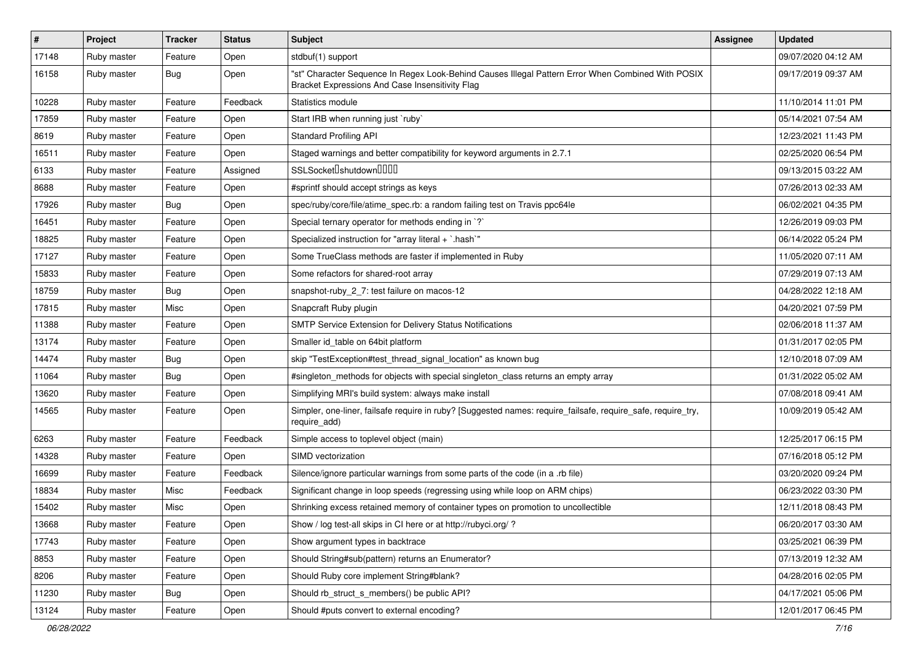| # | Project | Tracker | Status | Subject | Assignee | Updated |
| --- | --- | --- | --- | --- | --- | --- |
| 17148 | Ruby master | Feature | Open | stdbuf(1) support | | 09/07/2020 04:12 AM |
| 16158 | Ruby master | Bug | Open | "st" Character Sequence In Regex Look-Behind Causes Illegal Pattern Error When Combined With POSIX Bracket Expressions And Case Insensitivity Flag | | 09/17/2019 09:37 AM |
| 10228 | Ruby master | Feature | Feedback | Statistics module | | 11/10/2014 11:01 PM |
| 17859 | Ruby master | Feature | Open | Start IRB when running just `ruby` | | 05/14/2021 07:54 AM |
| 8619 | Ruby master | Feature | Open | Standard Profiling API | | 12/23/2021 11:43 PM |
| 16511 | Ruby master | Feature | Open | Staged warnings and better compatibility for keyword arguments in 2.7.1 | | 02/25/2020 06:54 PM |
| 6133 | Ruby master | Feature | Assigned | SSLSocket�shutdown���� | | 09/13/2015 03:22 AM |
| 8688 | Ruby master | Feature | Open | #sprintf should accept strings as keys | | 07/26/2013 02:33 AM |
| 17926 | Ruby master | Bug | Open | spec/ruby/core/file/atime_spec.rb: a random failing test on Travis ppc64le | | 06/02/2021 04:35 PM |
| 16451 | Ruby master | Feature | Open | Special ternary operator for methods ending in `?` | | 12/26/2019 09:03 PM |
| 18825 | Ruby master | Feature | Open | Specialized instruction for "array literal + `.hash`" | | 06/14/2022 05:24 PM |
| 17127 | Ruby master | Feature | Open | Some TrueClass methods are faster if implemented in Ruby | | 11/05/2020 07:11 AM |
| 15833 | Ruby master | Feature | Open | Some refactors for shared-root array | | 07/29/2019 07:13 AM |
| 18759 | Ruby master | Bug | Open | snapshot-ruby_2_7: test failure on macos-12 | | 04/28/2022 12:18 AM |
| 17815 | Ruby master | Misc | Open | Snapcraft Ruby plugin | | 04/20/2021 07:59 PM |
| 11388 | Ruby master | Feature | Open | SMTP Service Extension for Delivery Status Notifications | | 02/06/2018 11:37 AM |
| 13174 | Ruby master | Feature | Open | Smaller id_table on 64bit platform | | 01/31/2017 02:05 PM |
| 14474 | Ruby master | Bug | Open | skip "TestException#test_thread_signal_location" as known bug | | 12/10/2018 07:09 AM |
| 11064 | Ruby master | Bug | Open | #singleton_methods for objects with special singleton_class returns an empty array | | 01/31/2022 05:02 AM |
| 13620 | Ruby master | Feature | Open | Simplifying MRI's build system: always make install | | 07/08/2018 09:41 AM |
| 14565 | Ruby master | Feature | Open | Simpler, one-liner, failsafe require in ruby? [Suggested names: require_failsafe, require_safe, require_try, require_add) | | 10/09/2019 05:42 AM |
| 6263 | Ruby master | Feature | Feedback | Simple access to toplevel object (main) | | 12/25/2017 06:15 PM |
| 14328 | Ruby master | Feature | Open | SIMD vectorization | | 07/16/2018 05:12 PM |
| 16699 | Ruby master | Feature | Feedback | Silence/ignore particular warnings from some parts of the code (in a .rb file) | | 03/20/2020 09:24 PM |
| 18834 | Ruby master | Misc | Feedback | Significant change in loop speeds (regressing using while loop on ARM chips) | | 06/23/2022 03:30 PM |
| 15402 | Ruby master | Misc | Open | Shrinking excess retained memory of container types on promotion to uncollectible | | 12/11/2018 08:43 PM |
| 13668 | Ruby master | Feature | Open | Show / log test-all skips in CI here or at http://rubyci.org/ ? | | 06/20/2017 03:30 AM |
| 17743 | Ruby master | Feature | Open | Show argument types in backtrace | | 03/25/2021 06:39 PM |
| 8853 | Ruby master | Feature | Open | Should String#sub(pattern) returns an Enumerator? | | 07/13/2019 12:32 AM |
| 8206 | Ruby master | Feature | Open | Should Ruby core implement String#blank? | | 04/28/2016 02:05 PM |
| 11230 | Ruby master | Bug | Open | Should rb_struct_s_members() be public API? | | 04/17/2021 05:06 PM |
| 13124 | Ruby master | Feature | Open | Should #puts convert to external encoding? | | 12/01/2017 06:45 PM |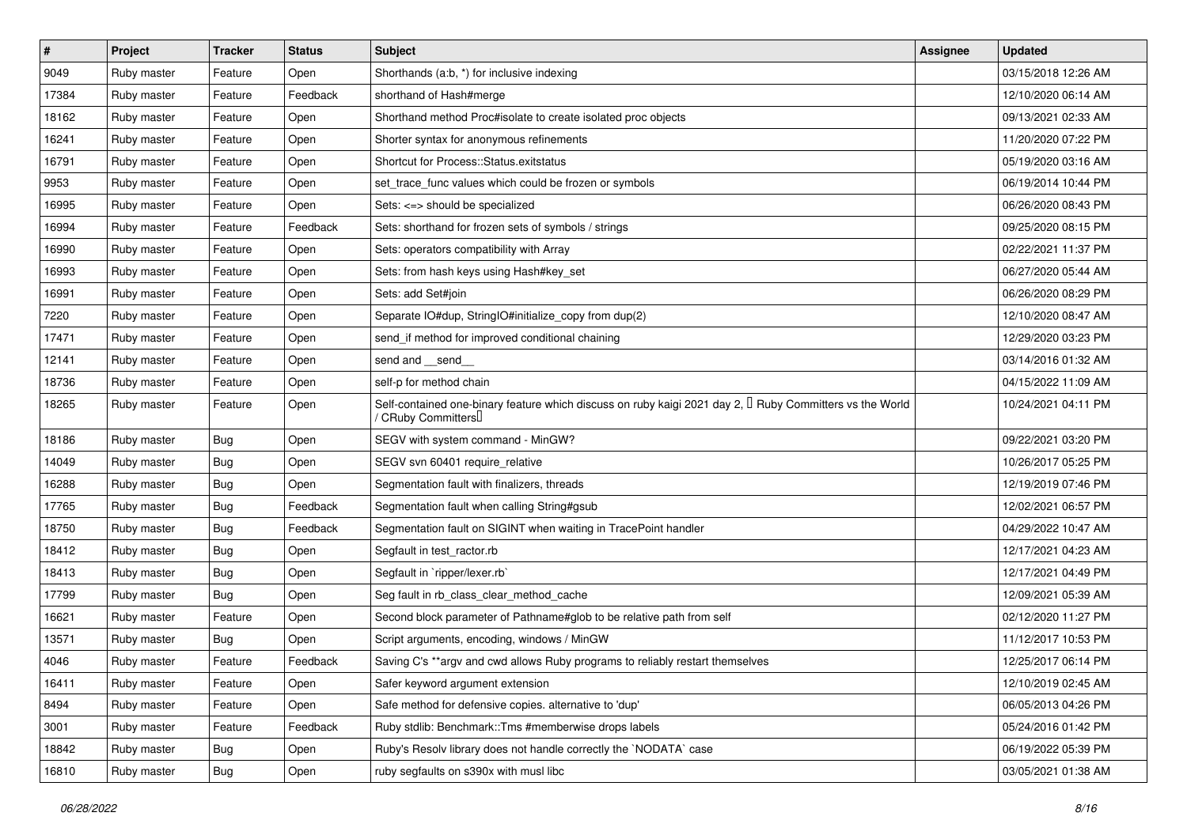| # | Project | Tracker | Status | Subject | Assignee | Updated |
|---|---|---|---|---|---|---|
| 9049 | Ruby master | Feature | Open | Shorthands (a:b, *) for inclusive indexing | | 03/15/2018 12:26 AM |
| 17384 | Ruby master | Feature | Feedback | shorthand of Hash#merge | | 12/10/2020 06:14 AM |
| 18162 | Ruby master | Feature | Open | Shorthand method Proc#isolate to create isolated proc objects | | 09/13/2021 02:33 AM |
| 16241 | Ruby master | Feature | Open | Shorter syntax for anonymous refinements | | 11/20/2020 07:22 PM |
| 16791 | Ruby master | Feature | Open | Shortcut for Process::Status.exitstatus | | 05/19/2020 03:16 AM |
| 9953 | Ruby master | Feature | Open | set_trace_func values which could be frozen or symbols | | 06/19/2014 10:44 PM |
| 16995 | Ruby master | Feature | Open | Sets: <=> should be specialized | | 06/26/2020 08:43 PM |
| 16994 | Ruby master | Feature | Feedback | Sets: shorthand for frozen sets of symbols / strings | | 09/25/2020 08:15 PM |
| 16990 | Ruby master | Feature | Open | Sets: operators compatibility with Array | | 02/22/2021 11:37 PM |
| 16993 | Ruby master | Feature | Open | Sets: from hash keys using Hash#key_set | | 06/27/2020 05:44 AM |
| 16991 | Ruby master | Feature | Open | Sets: add Set#join | | 06/26/2020 08:29 PM |
| 7220 | Ruby master | Feature | Open | Separate IO#dup, StringIO#initialize_copy from dup(2) | | 12/10/2020 08:47 AM |
| 17471 | Ruby master | Feature | Open | send_if method for improved conditional chaining | | 12/29/2020 03:23 PM |
| 12141 | Ruby master | Feature | Open | send and __send__ | | 03/14/2016 01:32 AM |
| 18736 | Ruby master | Feature | Open | self-p for method chain | | 04/15/2022 11:09 AM |
| 18265 | Ruby master | Feature | Open | Self-contained one-binary feature which discuss on ruby kaigi 2021 day 2, 「Ruby Committers vs the World / CRuby Committers」 | | 10/24/2021 04:11 PM |
| 18186 | Ruby master | Bug | Open | SEGV with system command - MinGW? | | 09/22/2021 03:20 PM |
| 14049 | Ruby master | Bug | Open | SEGV svn 60401 require_relative | | 10/26/2017 05:25 PM |
| 16288 | Ruby master | Bug | Open | Segmentation fault with finalizers, threads | | 12/19/2019 07:46 PM |
| 17765 | Ruby master | Bug | Feedback | Segmentation fault when calling String#gsub | | 12/02/2021 06:57 PM |
| 18750 | Ruby master | Bug | Feedback | Segmentation fault on SIGINT when waiting in TracePoint handler | | 04/29/2022 10:47 AM |
| 18412 | Ruby master | Bug | Open | Segfault in test_ractor.rb | | 12/17/2021 04:23 AM |
| 18413 | Ruby master | Bug | Open | Segfault in `ripper/lexer.rb` | | 12/17/2021 04:49 PM |
| 17799 | Ruby master | Bug | Open | Seg fault in rb_class_clear_method_cache | | 12/09/2021 05:39 AM |
| 16621 | Ruby master | Feature | Open | Second block parameter of Pathname#glob to be relative path from self | | 02/12/2020 11:27 PM |
| 13571 | Ruby master | Bug | Open | Script arguments, encoding, windows / MinGW | | 11/12/2017 10:53 PM |
| 4046 | Ruby master | Feature | Feedback | Saving C's **argv and cwd allows Ruby programs to reliably restart themselves | | 12/25/2017 06:14 PM |
| 16411 | Ruby master | Feature | Open | Safer keyword argument extension | | 12/10/2019 02:45 AM |
| 8494 | Ruby master | Feature | Open | Safe method for defensive copies. alternative to 'dup' | | 06/05/2013 04:26 PM |
| 3001 | Ruby master | Feature | Feedback | Ruby stdlib: Benchmark::Tms #memberwise drops labels | | 05/24/2016 01:42 PM |
| 18842 | Ruby master | Bug | Open | Ruby's Resolv library does not handle correctly the `NODATA` case | | 06/19/2022 05:39 PM |
| 16810 | Ruby master | Bug | Open | ruby segfaults on s390x with musl libc | | 03/05/2021 01:38 AM |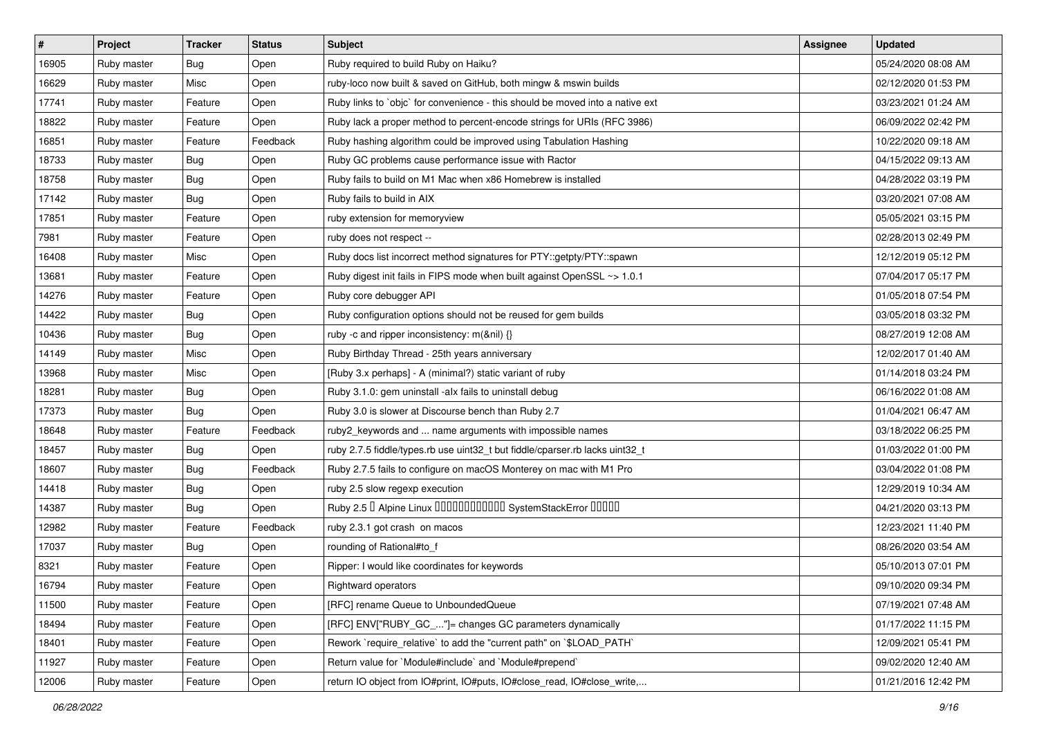| # | Project | Tracker | Status | Subject | Assignee | Updated |
|---|---|---|---|---|---|---|
| 16905 | Ruby master | Bug | Open | Ruby required to build Ruby on Haiku? | | 05/24/2020 08:08 AM |
| 16629 | Ruby master | Misc | Open | ruby-loco now built & saved on GitHub, both mingw & mswin builds | | 02/12/2020 01:53 PM |
| 17741 | Ruby master | Feature | Open | Ruby links to `objc` for convenience - this should be moved into a native ext | | 03/23/2021 01:24 AM |
| 18822 | Ruby master | Feature | Open | Ruby lack a proper method to percent-encode strings for URIs (RFC 3986) | | 06/09/2022 02:42 PM |
| 16851 | Ruby master | Feature | Feedback | Ruby hashing algorithm could be improved using Tabulation Hashing | | 10/22/2020 09:18 AM |
| 18733 | Ruby master | Bug | Open | Ruby GC problems cause performance issue with Ractor | | 04/15/2022 09:13 AM |
| 18758 | Ruby master | Bug | Open | Ruby fails to build on M1 Mac when x86 Homebrew is installed | | 04/28/2022 03:19 PM |
| 17142 | Ruby master | Bug | Open | Ruby fails to build in AIX | | 03/20/2021 07:08 AM |
| 17851 | Ruby master | Feature | Open | ruby extension for memoryview | | 05/05/2021 03:15 PM |
| 7981 | Ruby master | Feature | Open | ruby does not respect -- | | 02/28/2013 02:49 PM |
| 16408 | Ruby master | Misc | Open | Ruby docs list incorrect method signatures for PTY::getpty/PTY::spawn | | 12/12/2019 05:12 PM |
| 13681 | Ruby master | Feature | Open | Ruby digest init fails in FIPS mode when built against OpenSSL ~> 1.0.1 | | 07/04/2017 05:17 PM |
| 14276 | Ruby master | Feature | Open | Ruby core debugger API | | 01/05/2018 07:54 PM |
| 14422 | Ruby master | Bug | Open | Ruby configuration options should not be reused for gem builds | | 03/05/2018 03:32 PM |
| 10436 | Ruby master | Bug | Open | ruby -c and ripper inconsistency: m(&nil) {} | | 08/27/2019 12:08 AM |
| 14149 | Ruby master | Misc | Open | Ruby Birthday Thread - 25th years anniversary | | 12/02/2017 01:40 AM |
| 13968 | Ruby master | Misc | Open | [Ruby 3.x perhaps] - A (minimal?) static variant of ruby | | 01/14/2018 03:24 PM |
| 18281 | Ruby master | Bug | Open | Ruby 3.1.0: gem uninstall -alx fails to uninstall debug | | 06/16/2022 01:08 AM |
| 17373 | Ruby master | Bug | Open | Ruby 3.0 is slower at Discourse bench than Ruby 2.7 | | 01/04/2021 06:47 AM |
| 18648 | Ruby master | Feature | Feedback | ruby2_keywords and ... name arguments with impossible names | | 03/18/2022 06:25 PM |
| 18457 | Ruby master | Bug | Open | ruby 2.7.5 fiddle/types.rb use uint32_t but fiddle/cparser.rb lacks uint32_t | | 01/03/2022 01:00 PM |
| 18607 | Ruby master | Bug | Feedback | Ruby 2.7.5 fails to configure on macOS Monterey on mac with M1 Pro | | 03/04/2022 01:08 PM |
| 14418 | Ruby master | Bug | Open | ruby 2.5 slow regexp execution | | 12/29/2019 10:34 AM |
| 14387 | Ruby master | Bug | Open | Ruby 2.5 � Alpine Linux ������������ SystemStackError ����� | | 04/21/2020 03:13 PM |
| 12982 | Ruby master | Feature | Feedback | ruby 2.3.1 got crash on macos | | 12/23/2021 11:40 PM |
| 17037 | Ruby master | Bug | Open | rounding of Rational#to_f | | 08/26/2020 03:54 AM |
| 8321 | Ruby master | Feature | Open | Ripper: I would like coordinates for keywords | | 05/10/2013 07:01 PM |
| 16794 | Ruby master | Feature | Open | Rightward operators | | 09/10/2020 09:34 PM |
| 11500 | Ruby master | Feature | Open | [RFC] rename Queue to UnboundedQueue | | 07/19/2021 07:48 AM |
| 18494 | Ruby master | Feature | Open | [RFC] ENV["RUBY_GC_..."]= changes GC parameters dynamically | | 01/17/2022 11:15 PM |
| 18401 | Ruby master | Feature | Open | Rework `require_relative` to add the "current path" on `$LOAD_PATH` | | 12/09/2021 05:41 PM |
| 11927 | Ruby master | Feature | Open | Return value for `Module#include` and `Module#prepend` | | 09/02/2020 12:40 AM |
| 12006 | Ruby master | Feature | Open | return IO object from IO#print, IO#puts, IO#close_read, IO#close_write,... | | 01/21/2016 12:42 PM |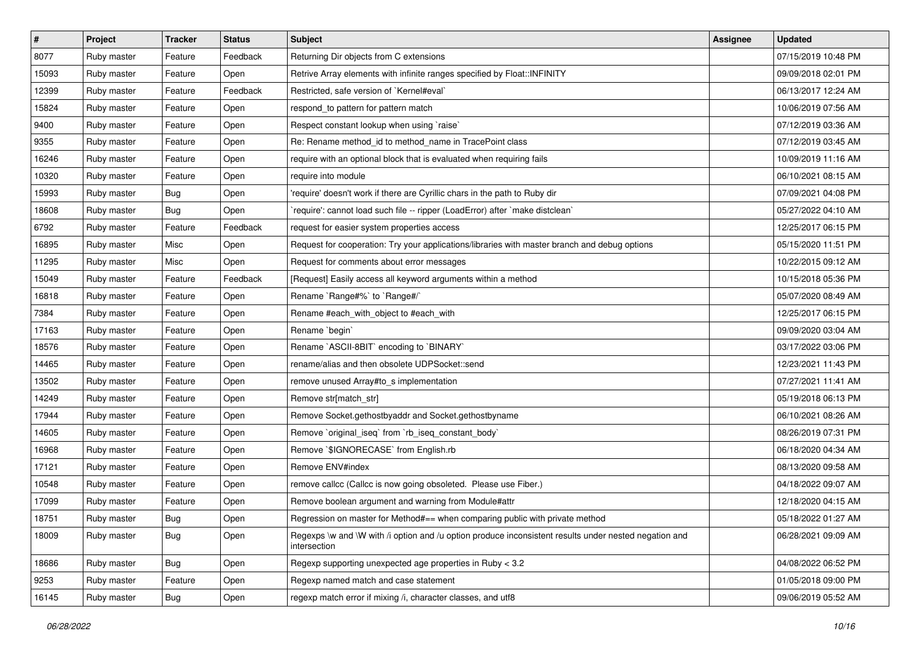| # | Project | Tracker | Status | Subject | Assignee | Updated |
|---|---|---|---|---|---|---|
| 8077 | Ruby master | Feature | Feedback | Returning Dir objects from C extensions | | 07/15/2019 10:48 PM |
| 15093 | Ruby master | Feature | Open | Retrive Array elements with infinite ranges specified by Float::INFINITY | | 09/09/2018 02:01 PM |
| 12399 | Ruby master | Feature | Feedback | Restricted, safe version of `Kernel#eval` | | 06/13/2017 12:24 AM |
| 15824 | Ruby master | Feature | Open | respond_to pattern for pattern match | | 10/06/2019 07:56 AM |
| 9400 | Ruby master | Feature | Open | Respect constant lookup when using `raise` | | 07/12/2019 03:36 AM |
| 9355 | Ruby master | Feature | Open | Re: Rename method_id to method_name in TracePoint class | | 07/12/2019 03:45 AM |
| 16246 | Ruby master | Feature | Open | require with an optional block that is evaluated when requiring fails | | 10/09/2019 11:16 AM |
| 10320 | Ruby master | Feature | Open | require into module | | 06/10/2021 08:15 AM |
| 15993 | Ruby master | Bug | Open | 'require' doesn't work if there are Cyrillic chars in the path to Ruby dir | | 07/09/2021 04:08 PM |
| 18608 | Ruby master | Bug | Open | `require': cannot load such file -- ripper (LoadError) after `make distclean` | | 05/27/2022 04:10 AM |
| 6792 | Ruby master | Feature | Feedback | request for easier system properties access | | 12/25/2017 06:15 PM |
| 16895 | Ruby master | Misc | Open | Request for cooperation: Try your applications/libraries with master branch and debug options | | 05/15/2020 11:51 PM |
| 11295 | Ruby master | Misc | Open | Request for comments about error messages | | 10/22/2015 09:12 AM |
| 15049 | Ruby master | Feature | Feedback | [Request] Easily access all keyword arguments within a method | | 10/15/2018 05:36 PM |
| 16818 | Ruby master | Feature | Open | Rename `Range#%` to `Range#/` | | 05/07/2020 08:49 AM |
| 7384 | Ruby master | Feature | Open | Rename #each_with_object to #each_with | | 12/25/2017 06:15 PM |
| 17163 | Ruby master | Feature | Open | Rename `begin` | | 09/09/2020 03:04 AM |
| 18576 | Ruby master | Feature | Open | Rename `ASCII-8BIT` encoding to `BINARY` | | 03/17/2022 03:06 PM |
| 14465 | Ruby master | Feature | Open | rename/alias and then obsolete UDPSocket::send | | 12/23/2021 11:43 PM |
| 13502 | Ruby master | Feature | Open | remove unused Array#to_s implementation | | 07/27/2021 11:41 AM |
| 14249 | Ruby master | Feature | Open | Remove str[match_str] | | 05/19/2018 06:13 PM |
| 17944 | Ruby master | Feature | Open | Remove Socket.gethostbyaddr and Socket.gethostbyname | | 06/10/2021 08:26 AM |
| 14605 | Ruby master | Feature | Open | Remove `original_iseq` from `rb_iseq_constant_body` | | 08/26/2019 07:31 PM |
| 16968 | Ruby master | Feature | Open | Remove `$IGNORECASE` from English.rb | | 06/18/2020 04:34 AM |
| 17121 | Ruby master | Feature | Open | Remove ENV#index | | 08/13/2020 09:58 AM |
| 10548 | Ruby master | Feature | Open | remove callcc (Callcc is now going obsoleted. Please use Fiber.) | | 04/18/2022 09:07 AM |
| 17099 | Ruby master | Feature | Open | Remove boolean argument and warning from Module#attr | | 12/18/2020 04:15 AM |
| 18751 | Ruby master | Bug | Open | Regression on master for Method#== when comparing public with private method | | 05/18/2022 01:27 AM |
| 18009 | Ruby master | Bug | Open | Regexps \w and \W with /i option and /u option produce inconsistent results under nested negation and intersection | | 06/28/2021 09:09 AM |
| 18686 | Ruby master | Bug | Open | Regexp supporting unexpected age properties in Ruby < 3.2 | | 04/08/2022 06:52 PM |
| 9253 | Ruby master | Feature | Open | Regexp named match and case statement | | 01/05/2018 09:00 PM |
| 16145 | Ruby master | Bug | Open | regexp match error if mixing /i, character classes, and utf8 | | 09/06/2019 05:52 AM |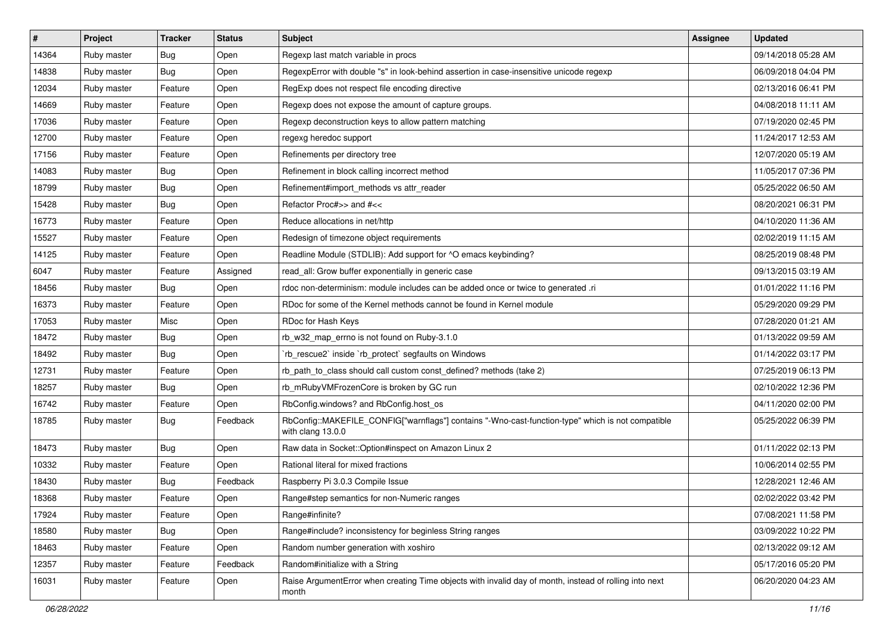| # | Project | Tracker | Status | Subject | Assignee | Updated |
|---|---|---|---|---|---|---|
| 14364 | Ruby master | Bug | Open | Regexp last match variable in procs | | 09/14/2018 05:28 AM |
| 14838 | Ruby master | Bug | Open | RegexpError with double "s" in look-behind assertion in case-insensitive unicode regexp | | 06/09/2018 04:04 PM |
| 12034 | Ruby master | Feature | Open | RegExp does not respect file encoding directive | | 02/13/2016 06:41 PM |
| 14669 | Ruby master | Feature | Open | Regexp does not expose the amount of capture groups. | | 04/08/2018 11:11 AM |
| 17036 | Ruby master | Feature | Open | Regexp deconstruction keys to allow pattern matching | | 07/19/2020 02:45 PM |
| 12700 | Ruby master | Feature | Open | regexg heredoc support | | 11/24/2017 12:53 AM |
| 17156 | Ruby master | Feature | Open | Refinements per directory tree | | 12/07/2020 05:19 AM |
| 14083 | Ruby master | Bug | Open | Refinement in block calling incorrect method | | 11/05/2017 07:36 PM |
| 18799 | Ruby master | Bug | Open | Refinement#import_methods vs attr_reader | | 05/25/2022 06:50 AM |
| 15428 | Ruby master | Bug | Open | Refactor Proc#>> and #<< | | 08/20/2021 06:31 PM |
| 16773 | Ruby master | Feature | Open | Reduce allocations in net/http | | 04/10/2020 11:36 AM |
| 15527 | Ruby master | Feature | Open | Redesign of timezone object requirements | | 02/02/2019 11:15 AM |
| 14125 | Ruby master | Feature | Open | Readline Module (STDLIB): Add support for ^O emacs keybinding? | | 08/25/2019 08:48 PM |
| 6047 | Ruby master | Feature | Assigned | read_all: Grow buffer exponentially in generic case | | 09/13/2015 03:19 AM |
| 18456 | Ruby master | Bug | Open | rdoc non-determinism: module includes can be added once or twice to generated .ri | | 01/01/2022 11:16 PM |
| 16373 | Ruby master | Feature | Open | RDoc for some of the Kernel methods cannot be found in Kernel module | | 05/29/2020 09:29 PM |
| 17053 | Ruby master | Misc | Open | RDoc for Hash Keys | | 07/28/2020 01:21 AM |
| 18472 | Ruby master | Bug | Open | rb_w32_map_errno is not found on Ruby-3.1.0 | | 01/13/2022 09:59 AM |
| 18492 | Ruby master | Bug | Open | `rb_rescue2` inside `rb_protect` segfaults on Windows | | 01/14/2022 03:17 PM |
| 12731 | Ruby master | Feature | Open | rb_path_to_class should call custom const_defined? methods (take 2) | | 07/25/2019 06:13 PM |
| 18257 | Ruby master | Bug | Open | rb_mRubyVMFrozenCore is broken by GC run | | 02/10/2022 12:36 PM |
| 16742 | Ruby master | Feature | Open | RbConfig.windows? and RbConfig.host_os | | 04/11/2020 02:00 PM |
| 18785 | Ruby master | Bug | Feedback | RbConfig::MAKEFILE_CONFIG["warnflags"] contains "-Wno-cast-function-type" which is not compatible with clang 13.0.0 | | 05/25/2022 06:39 PM |
| 18473 | Ruby master | Bug | Open | Raw data in Socket::Option#inspect on Amazon Linux 2 | | 01/11/2022 02:13 PM |
| 10332 | Ruby master | Feature | Open | Rational literal for mixed fractions | | 10/06/2014 02:55 PM |
| 18430 | Ruby master | Bug | Feedback | Raspberry Pi 3.0.3 Compile Issue | | 12/28/2021 12:46 AM |
| 18368 | Ruby master | Feature | Open | Range#step semantics for non-Numeric ranges | | 02/02/2022 03:42 PM |
| 17924 | Ruby master | Feature | Open | Range#infinite? | | 07/08/2021 11:58 PM |
| 18580 | Ruby master | Bug | Open | Range#include? inconsistency for beginless String ranges | | 03/09/2022 10:22 PM |
| 18463 | Ruby master | Feature | Open | Random number generation with xoshiro | | 02/13/2022 09:12 AM |
| 12357 | Ruby master | Feature | Feedback | Random#initialize with a String | | 05/17/2016 05:20 PM |
| 16031 | Ruby master | Feature | Open | Raise ArgumentError when creating Time objects with invalid day of month, instead of rolling into next month | | 06/20/2020 04:23 AM |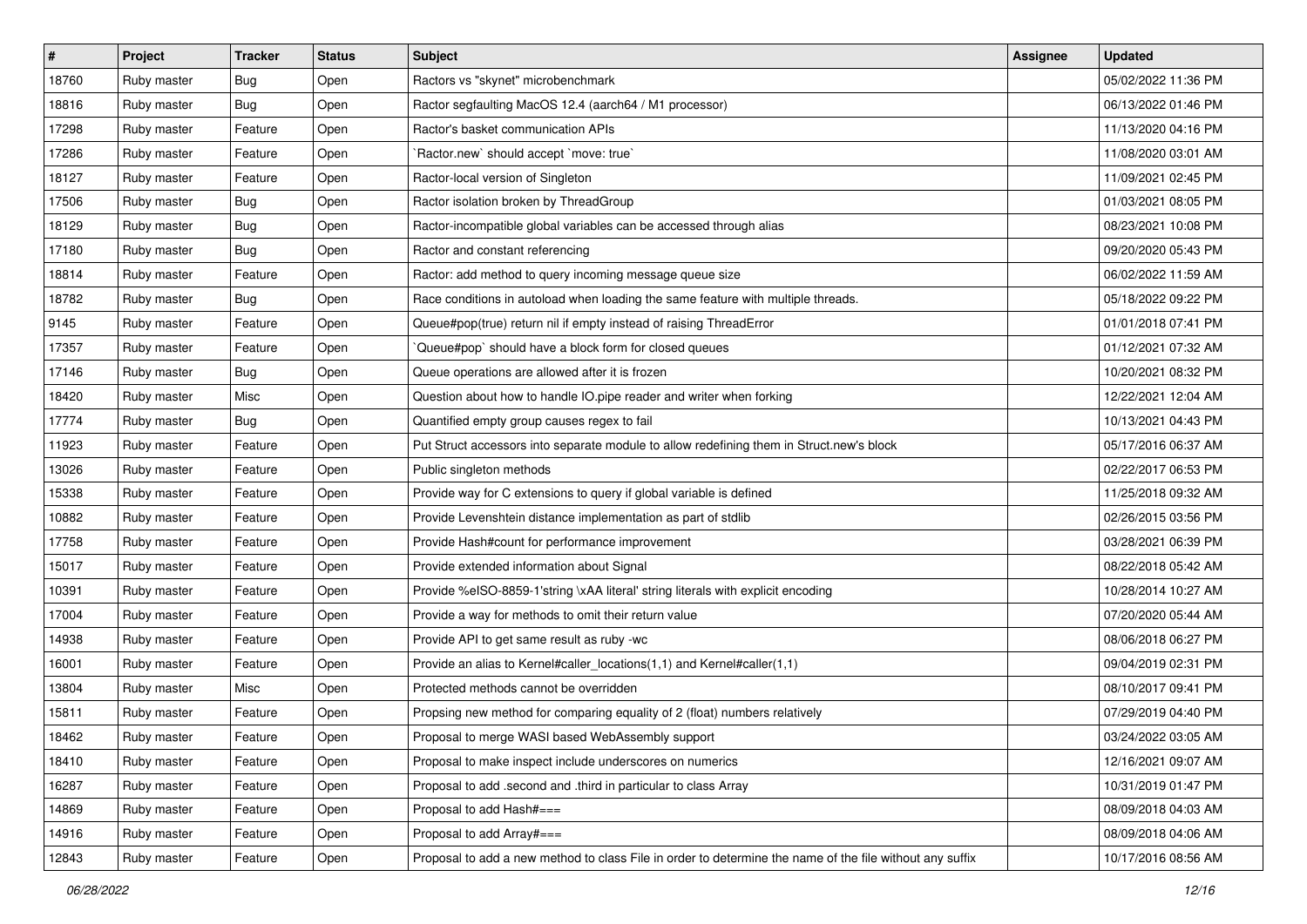| # | Project | Tracker | Status | Subject | Assignee | Updated |
|---|---|---|---|---|---|---|
| 18760 | Ruby master | Bug | Open | Ractors vs "skynet" microbenchmark | | 05/02/2022 11:36 PM |
| 18816 | Ruby master | Bug | Open | Ractor segfaulting MacOS 12.4 (aarch64 / M1 processor) | | 06/13/2022 01:46 PM |
| 17298 | Ruby master | Feature | Open | Ractor's basket communication APIs | | 11/13/2020 04:16 PM |
| 17286 | Ruby master | Feature | Open | `Ractor.new` should accept `move: true` | | 11/08/2020 03:01 AM |
| 18127 | Ruby master | Feature | Open | Ractor-local version of Singleton | | 11/09/2021 02:45 PM |
| 17506 | Ruby master | Bug | Open | Ractor isolation broken by ThreadGroup | | 01/03/2021 08:05 PM |
| 18129 | Ruby master | Bug | Open | Ractor-incompatible global variables can be accessed through alias | | 08/23/2021 10:08 PM |
| 17180 | Ruby master | Bug | Open | Ractor and constant referencing | | 09/20/2020 05:43 PM |
| 18814 | Ruby master | Feature | Open | Ractor: add method to query incoming message queue size | | 06/02/2022 11:59 AM |
| 18782 | Ruby master | Bug | Open | Race conditions in autoload when loading the same feature with multiple threads. | | 05/18/2022 09:22 PM |
| 9145 | Ruby master | Feature | Open | Queue#pop(true) return nil if empty instead of raising ThreadError | | 01/01/2018 07:41 PM |
| 17357 | Ruby master | Feature | Open | `Queue#pop` should have a block form for closed queues | | 01/12/2021 07:32 AM |
| 17146 | Ruby master | Bug | Open | Queue operations are allowed after it is frozen | | 10/20/2021 08:32 PM |
| 18420 | Ruby master | Misc | Open | Question about how to handle IO.pipe reader and writer when forking | | 12/22/2021 12:04 AM |
| 17774 | Ruby master | Bug | Open | Quantified empty group causes regex to fail | | 10/13/2021 04:43 PM |
| 11923 | Ruby master | Feature | Open | Put Struct accessors into separate module to allow redefining them in Struct.new's block | | 05/17/2016 06:37 AM |
| 13026 | Ruby master | Feature | Open | Public singleton methods | | 02/22/2017 06:53 PM |
| 15338 | Ruby master | Feature | Open | Provide way for C extensions to query if global variable is defined | | 11/25/2018 09:32 AM |
| 10882 | Ruby master | Feature | Open | Provide Levenshtein distance implementation as part of stdlib | | 02/26/2015 03:56 PM |
| 17758 | Ruby master | Feature | Open | Provide Hash#count for performance improvement | | 03/28/2021 06:39 PM |
| 15017 | Ruby master | Feature | Open | Provide extended information about Signal | | 08/22/2018 05:42 AM |
| 10391 | Ruby master | Feature | Open | Provide %eISO-8859-1'string \xAA literal' string literals with explicit encoding | | 10/28/2014 10:27 AM |
| 17004 | Ruby master | Feature | Open | Provide a way for methods to omit their return value | | 07/20/2020 05:44 AM |
| 14938 | Ruby master | Feature | Open | Provide API to get same result as ruby -wc | | 08/06/2018 06:27 PM |
| 16001 | Ruby master | Feature | Open | Provide an alias to Kernel#caller_locations(1,1) and Kernel#caller(1,1) | | 09/04/2019 02:31 PM |
| 13804 | Ruby master | Misc | Open | Protected methods cannot be overridden | | 08/10/2017 09:41 PM |
| 15811 | Ruby master | Feature | Open | Propsing new method for comparing equality of 2 (float) numbers relatively | | 07/29/2019 04:40 PM |
| 18462 | Ruby master | Feature | Open | Proposal to merge WASI based WebAssembly support | | 03/24/2022 03:05 AM |
| 18410 | Ruby master | Feature | Open | Proposal to make inspect include underscores on numerics | | 12/16/2021 09:07 AM |
| 16287 | Ruby master | Feature | Open | Proposal to add .second and .third in particular to class Array | | 10/31/2019 01:47 PM |
| 14869 | Ruby master | Feature | Open | Proposal to add Hash#=== | | 08/09/2018 04:03 AM |
| 14916 | Ruby master | Feature | Open | Proposal to add Array#=== | | 08/09/2018 04:06 AM |
| 12843 | Ruby master | Feature | Open | Proposal to add a new method to class File in order to determine the name of the file without any suffix | | 10/17/2016 08:56 AM |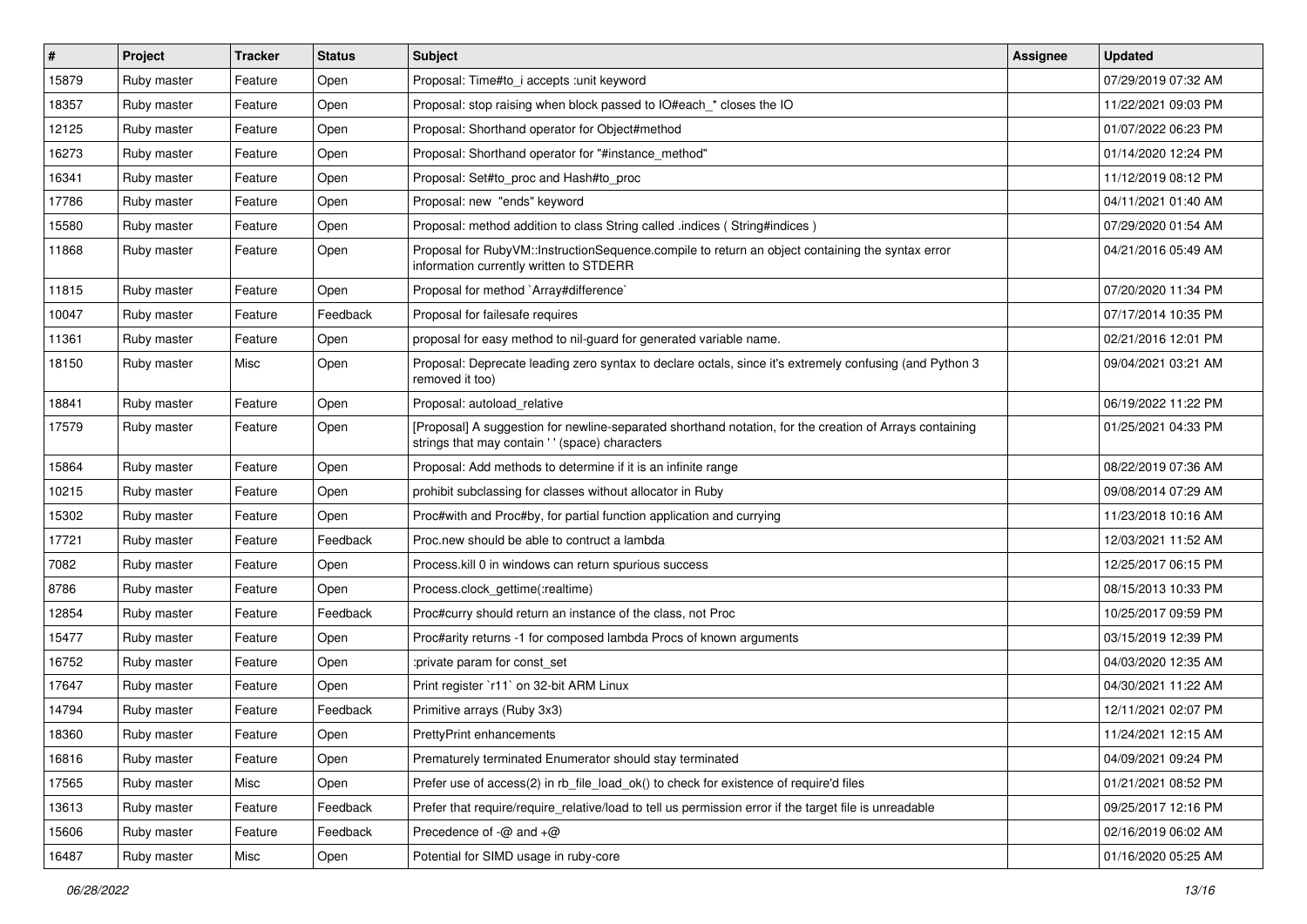| # | Project | Tracker | Status | Subject | Assignee | Updated |
|---|---|---|---|---|---|---|
| 15879 | Ruby master | Feature | Open | Proposal: Time#to_i accepts :unit keyword | | 07/29/2019 07:32 AM |
| 18357 | Ruby master | Feature | Open | Proposal: stop raising when block passed to IO#each_* closes the IO | | 11/22/2021 09:03 PM |
| 12125 | Ruby master | Feature | Open | Proposal: Shorthand operator for Object#method | | 01/07/2022 06:23 PM |
| 16273 | Ruby master | Feature | Open | Proposal: Shorthand operator for "#instance_method" | | 01/14/2020 12:24 PM |
| 16341 | Ruby master | Feature | Open | Proposal: Set#to_proc and Hash#to_proc | | 11/12/2019 08:12 PM |
| 17786 | Ruby master | Feature | Open | Proposal: new "ends" keyword | | 04/11/2021 01:40 AM |
| 15580 | Ruby master | Feature | Open | Proposal: method addition to class String called .indices ( String#indices ) | | 07/29/2020 01:54 AM |
| 11868 | Ruby master | Feature | Open | Proposal for RubyVM::InstructionSequence.compile to return an object containing the syntax error information currently written to STDERR | | 04/21/2016 05:49 AM |
| 11815 | Ruby master | Feature | Open | Proposal for method `Array#difference` | | 07/20/2020 11:34 PM |
| 10047 | Ruby master | Feature | Feedback | Proposal for failesafe requires | | 07/17/2014 10:35 PM |
| 11361 | Ruby master | Feature | Open | proposal for easy method to nil-guard for generated variable name. | | 02/21/2016 12:01 PM |
| 18150 | Ruby master | Misc | Open | Proposal: Deprecate leading zero syntax to declare octals, since it's extremely confusing (and Python 3 removed it too) | | 09/04/2021 03:21 AM |
| 18841 | Ruby master | Feature | Open | Proposal: autoload_relative | | 06/19/2022 11:22 PM |
| 17579 | Ruby master | Feature | Open | [Proposal] A suggestion for newline-separated shorthand notation, for the creation of Arrays containing strings that may contain ' ' (space) characters | | 01/25/2021 04:33 PM |
| 15864 | Ruby master | Feature | Open | Proposal: Add methods to determine if it is an infinite range | | 08/22/2019 07:36 AM |
| 10215 | Ruby master | Feature | Open | prohibit subclassing for classes without allocator in Ruby | | 09/08/2014 07:29 AM |
| 15302 | Ruby master | Feature | Open | Proc#with and Proc#by, for partial function application and currying | | 11/23/2018 10:16 AM |
| 17721 | Ruby master | Feature | Feedback | Proc.new should be able to contruct a lambda | | 12/03/2021 11:52 AM |
| 7082 | Ruby master | Feature | Open | Process.kill 0 in windows can return spurious success | | 12/25/2017 06:15 PM |
| 8786 | Ruby master | Feature | Open | Process.clock_gettime(:realtime) | | 08/15/2013 10:33 PM |
| 12854 | Ruby master | Feature | Feedback | Proc#curry should return an instance of the class, not Proc | | 10/25/2017 09:59 PM |
| 15477 | Ruby master | Feature | Open | Proc#arity returns -1 for composed lambda Procs of known arguments | | 03/15/2019 12:39 PM |
| 16752 | Ruby master | Feature | Open | :private param for const_set | | 04/03/2020 12:35 AM |
| 17647 | Ruby master | Feature | Open | Print register `r11` on 32-bit ARM Linux | | 04/30/2021 11:22 AM |
| 14794 | Ruby master | Feature | Feedback | Primitive arrays (Ruby 3x3) | | 12/11/2021 02:07 PM |
| 18360 | Ruby master | Feature | Open | PrettyPrint enhancements | | 11/24/2021 12:15 AM |
| 16816 | Ruby master | Feature | Open | Prematurely terminated Enumerator should stay terminated | | 04/09/2021 09:24 PM |
| 17565 | Ruby master | Misc | Open | Prefer use of access(2) in rb_file_load_ok() to check for existence of require'd files | | 01/21/2021 08:52 PM |
| 13613 | Ruby master | Feature | Feedback | Prefer that require/require_relative/load to tell us permission error if the target file is unreadable | | 09/25/2017 12:16 PM |
| 15606 | Ruby master | Feature | Feedback | Precedence of -@ and +@ | | 02/16/2019 06:02 AM |
| 16487 | Ruby master | Misc | Open | Potential for SIMD usage in ruby-core | | 01/16/2020 05:25 AM |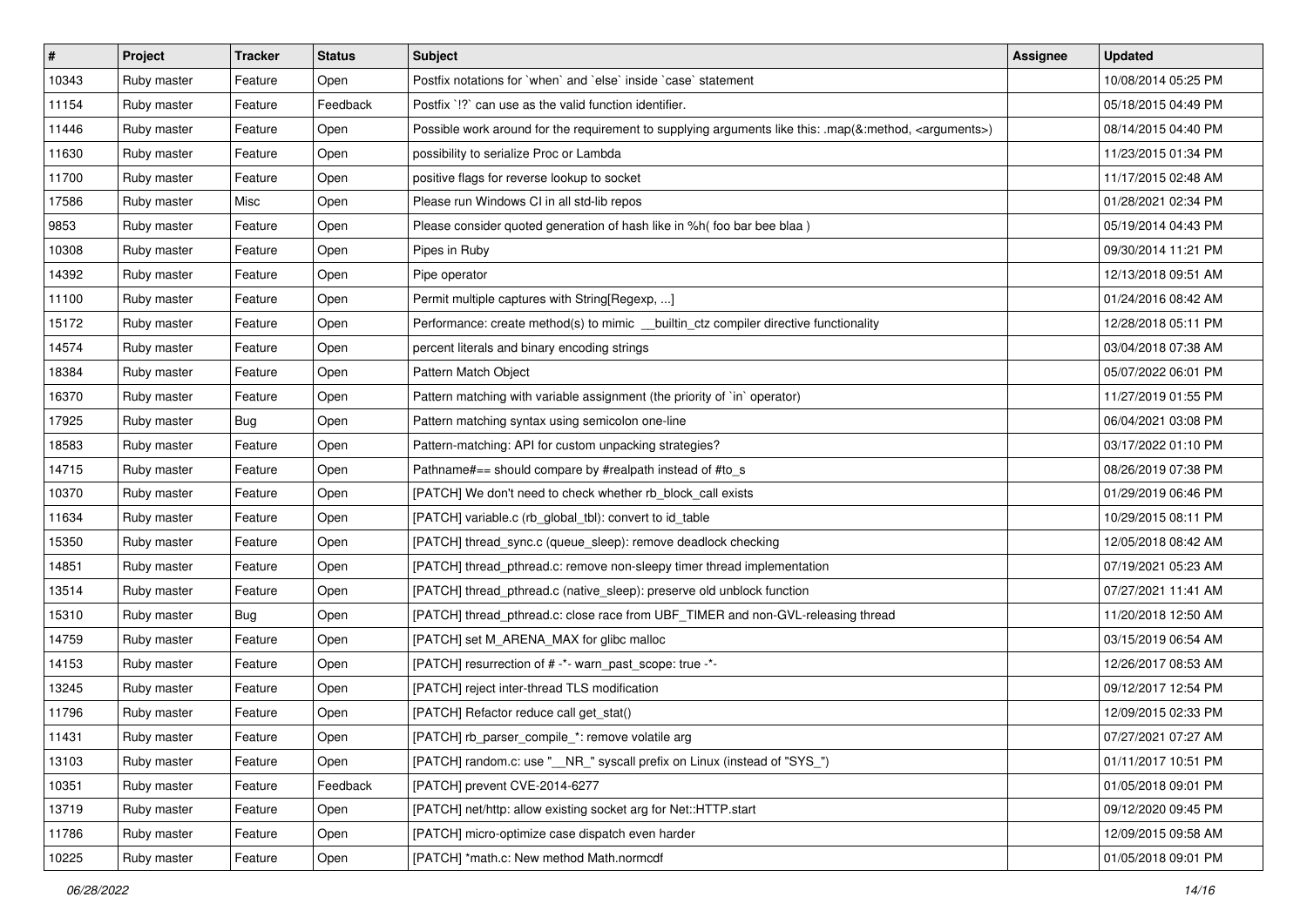| # | Project | Tracker | Status | Subject | Assignee | Updated |
|---|---|---|---|---|---|---|
| 10343 | Ruby master | Feature | Open | Postfix notations for `when` and `else` inside `case` statement | | 10/08/2014 05:25 PM |
| 11154 | Ruby master | Feature | Feedback | Postfix `!?` can use as the valid function identifier. | | 05/18/2015 04:49 PM |
| 11446 | Ruby master | Feature | Open | Possible work around for the requirement to supplying arguments like this: .map(&:method, <arguments>) | | 08/14/2015 04:40 PM |
| 11630 | Ruby master | Feature | Open | possibility to serialize Proc or Lambda | | 11/23/2015 01:34 PM |
| 11700 | Ruby master | Feature | Open | positive flags for reverse lookup to socket | | 11/17/2015 02:48 AM |
| 17586 | Ruby master | Misc | Open | Please run Windows CI in all std-lib repos | | 01/28/2021 02:34 PM |
| 9853 | Ruby master | Feature | Open | Please consider quoted generation of hash like in %h( foo bar bee blaa ) | | 05/19/2014 04:43 PM |
| 10308 | Ruby master | Feature | Open | Pipes in Ruby | | 09/30/2014 11:21 PM |
| 14392 | Ruby master | Feature | Open | Pipe operator | | 12/13/2018 09:51 AM |
| 11100 | Ruby master | Feature | Open | Permit multiple captures with String[Regexp, ...] | | 01/24/2016 08:42 AM |
| 15172 | Ruby master | Feature | Open | Performance: create method(s) to mimic __builtin_ctz compiler directive functionality | | 12/28/2018 05:11 PM |
| 14574 | Ruby master | Feature | Open | percent literals and binary encoding strings | | 03/04/2018 07:38 AM |
| 18384 | Ruby master | Feature | Open | Pattern Match Object | | 05/07/2022 06:01 PM |
| 16370 | Ruby master | Feature | Open | Pattern matching with variable assignment (the priority of `in` operator) | | 11/27/2019 01:55 PM |
| 17925 | Ruby master | Bug | Open | Pattern matching syntax using semicolon one-line | | 06/04/2021 03:08 PM |
| 18583 | Ruby master | Feature | Open | Pattern-matching: API for custom unpacking strategies? | | 03/17/2022 01:10 PM |
| 14715 | Ruby master | Feature | Open | Pathname#== should compare by #realpath instead of #to_s | | 08/26/2019 07:38 PM |
| 10370 | Ruby master | Feature | Open | [PATCH] We don't need to check whether rb_block_call exists | | 01/29/2019 06:46 PM |
| 11634 | Ruby master | Feature | Open | [PATCH] variable.c (rb_global_tbl): convert to id_table | | 10/29/2015 08:11 PM |
| 15350 | Ruby master | Feature | Open | [PATCH] thread_sync.c (queue_sleep): remove deadlock checking | | 12/05/2018 08:42 AM |
| 14851 | Ruby master | Feature | Open | [PATCH] thread_pthread.c: remove non-sleepy timer thread implementation | | 07/19/2021 05:23 AM |
| 13514 | Ruby master | Feature | Open | [PATCH] thread_pthread.c (native_sleep): preserve old unblock function | | 07/27/2021 11:41 AM |
| 15310 | Ruby master | Bug | Open | [PATCH] thread_pthread.c: close race from UBF_TIMER and non-GVL-releasing thread | | 11/20/2018 12:50 AM |
| 14759 | Ruby master | Feature | Open | [PATCH] set M_ARENA_MAX for glibc malloc | | 03/15/2019 06:54 AM |
| 14153 | Ruby master | Feature | Open | [PATCH] resurrection of # -*- warn_past_scope: true -*- | | 12/26/2017 08:53 AM |
| 13245 | Ruby master | Feature | Open | [PATCH] reject inter-thread TLS modification | | 09/12/2017 12:54 PM |
| 11796 | Ruby master | Feature | Open | [PATCH] Refactor reduce call get_stat() | | 12/09/2015 02:33 PM |
| 11431 | Ruby master | Feature | Open | [PATCH] rb_parser_compile_*: remove volatile arg | | 07/27/2021 07:27 AM |
| 13103 | Ruby master | Feature | Open | [PATCH] random.c: use "__NR_" syscall prefix on Linux (instead of "SYS_") | | 01/11/2017 10:51 PM |
| 10351 | Ruby master | Feature | Feedback | [PATCH] prevent CVE-2014-6277 | | 01/05/2018 09:01 PM |
| 13719 | Ruby master | Feature | Open | [PATCH] net/http: allow existing socket arg for Net::HTTP.start | | 09/12/2020 09:45 PM |
| 11786 | Ruby master | Feature | Open | [PATCH] micro-optimize case dispatch even harder | | 12/09/2015 09:58 AM |
| 10225 | Ruby master | Feature | Open | [PATCH] *math.c: New method Math.normcdf | | 01/05/2018 09:01 PM |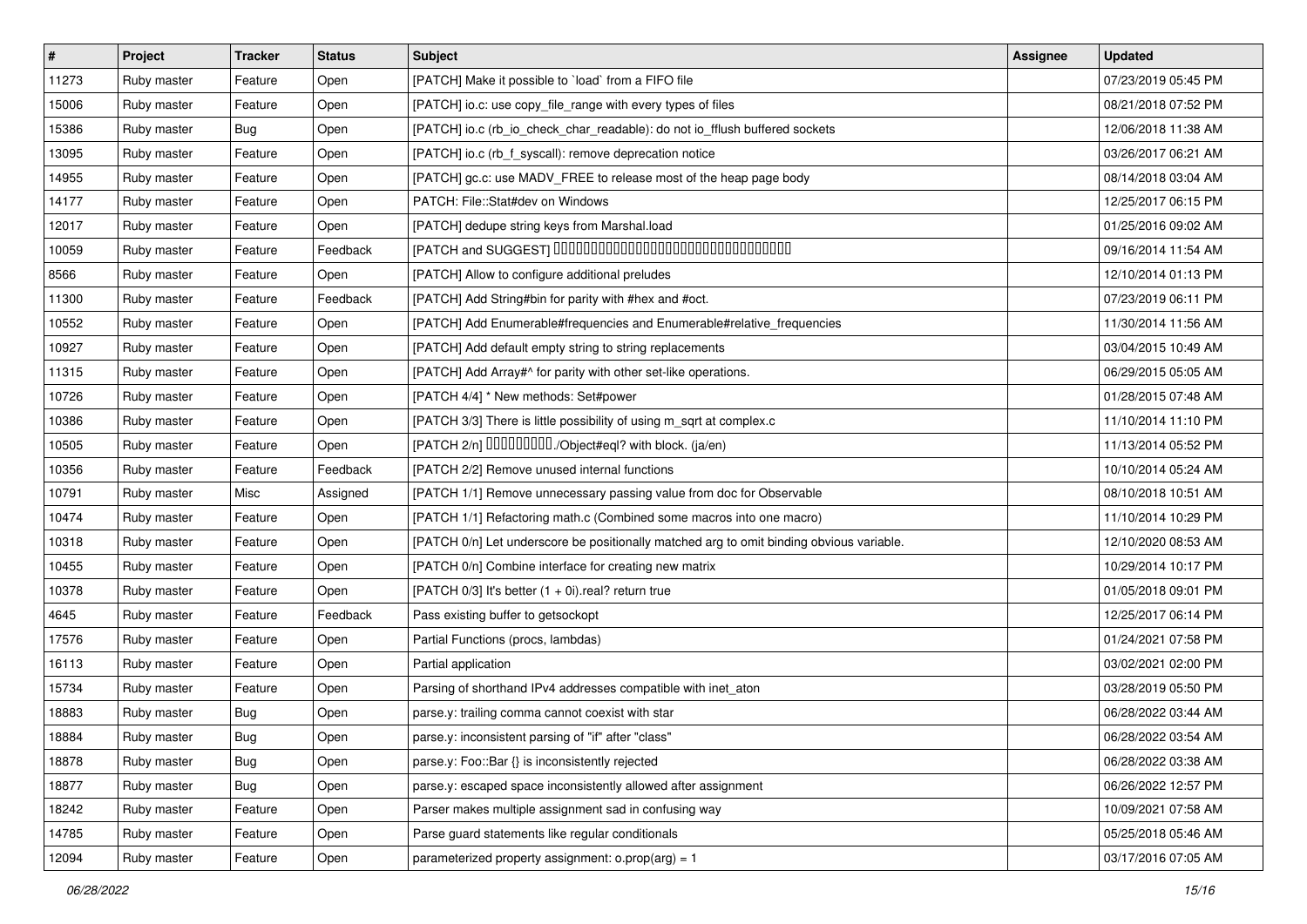| # | Project | Tracker | Status | Subject | Assignee | Updated |
|---|---|---|---|---|---|---|
| 11273 | Ruby master | Feature | Open | [PATCH] Make it possible to `load` from a FIFO file | | 07/23/2019 05:45 PM |
| 15006 | Ruby master | Feature | Open | [PATCH] io.c: use copy_file_range with every types of files | | 08/21/2018 07:52 PM |
| 15386 | Ruby master | Bug | Open | [PATCH] io.c (rb_io_check_char_readable): do not io_fflush buffered sockets | | 12/06/2018 11:38 AM |
| 13095 | Ruby master | Feature | Open | [PATCH] io.c (rb_f_syscall): remove deprecation notice | | 03/26/2017 06:21 AM |
| 14955 | Ruby master | Feature | Open | [PATCH] gc.c: use MADV_FREE to release most of the heap page body | | 08/14/2018 03:04 AM |
| 14177 | Ruby master | Feature | Open | PATCH: File::Stat#dev on Windows | | 12/25/2017 06:15 PM |
| 12017 | Ruby master | Feature | Open | [PATCH] dedupe string keys from Marshal.load | | 01/25/2016 09:02 AM |
| 10059 | Ruby master | Feature | Feedback | [PATCH and SUGGEST] ▯▯▯▯▯▯▯▯▯▯▯▯▯▯▯▯▯▯▯▯▯▯▯▯▯▯▯▯▯▯▯▯▯▯▯ | | 09/16/2014 11:54 AM |
| 8566 | Ruby master | Feature | Open | [PATCH] Allow to configure additional preludes | | 12/10/2014 01:13 PM |
| 11300 | Ruby master | Feature | Feedback | [PATCH] Add String#bin for parity with #hex and #oct. | | 07/23/2019 06:11 PM |
| 10552 | Ruby master | Feature | Open | [PATCH] Add Enumerable#frequencies and Enumerable#relative_frequencies | | 11/30/2014 11:56 AM |
| 10927 | Ruby master | Feature | Open | [PATCH] Add default empty string to string replacements | | 03/04/2015 10:49 AM |
| 11315 | Ruby master | Feature | Open | [PATCH] Add Array#^ for parity with other set-like operations. | | 06/29/2015 05:05 AM |
| 10726 | Ruby master | Feature | Open | [PATCH 4/4] * New methods: Set#power | | 01/28/2015 07:48 AM |
| 10386 | Ruby master | Feature | Open | [PATCH 3/3] There is little possibility of using m_sqrt at complex.c | | 11/10/2014 11:10 PM |
| 10505 | Ruby master | Feature | Open | [PATCH 2/n] ▯▯▯▯▯▯▯▯▯▯./Object#eql? with block. (ja/en) | | 11/13/2014 05:52 PM |
| 10356 | Ruby master | Feature | Feedback | [PATCH 2/2] Remove unused internal functions | | 10/10/2014 05:24 AM |
| 10791 | Ruby master | Misc | Assigned | [PATCH 1/1] Remove unnecessary passing value from doc for Observable | | 08/10/2018 10:51 AM |
| 10474 | Ruby master | Feature | Open | [PATCH 1/1] Refactoring math.c (Combined some macros into one macro) | | 11/10/2014 10:29 PM |
| 10318 | Ruby master | Feature | Open | [PATCH 0/n] Let underscore be positionally matched arg to omit binding obvious variable. | | 12/10/2020 08:53 AM |
| 10455 | Ruby master | Feature | Open | [PATCH 0/n] Combine interface for creating new matrix | | 10/29/2014 10:17 PM |
| 10378 | Ruby master | Feature | Open | [PATCH 0/3] It's better (1 + 0i).real? return true | | 01/05/2018 09:01 PM |
| 4645 | Ruby master | Feature | Feedback | Pass existing buffer to getsockopt | | 12/25/2017 06:14 PM |
| 17576 | Ruby master | Feature | Open | Partial Functions (procs, lambdas) | | 01/24/2021 07:58 PM |
| 16113 | Ruby master | Feature | Open | Partial application | | 03/02/2021 02:00 PM |
| 15734 | Ruby master | Feature | Open | Parsing of shorthand IPv4 addresses compatible with inet_aton | | 03/28/2019 05:50 PM |
| 18883 | Ruby master | Bug | Open | parse.y: trailing comma cannot coexist with star | | 06/28/2022 03:44 AM |
| 18884 | Ruby master | Bug | Open | parse.y: inconsistent parsing of "if" after "class" | | 06/28/2022 03:54 AM |
| 18878 | Ruby master | Bug | Open | parse.y: Foo::Bar {} is inconsistently rejected | | 06/28/2022 03:38 AM |
| 18877 | Ruby master | Bug | Open | parse.y: escaped space inconsistently allowed after assignment | | 06/26/2022 12:57 PM |
| 18242 | Ruby master | Feature | Open | Parser makes multiple assignment sad in confusing way | | 10/09/2021 07:58 AM |
| 14785 | Ruby master | Feature | Open | Parse guard statements like regular conditionals | | 05/25/2018 05:46 AM |
| 12094 | Ruby master | Feature | Open | parameterized property assignment: o.prop(arg) = 1 | | 03/17/2016 07:05 AM |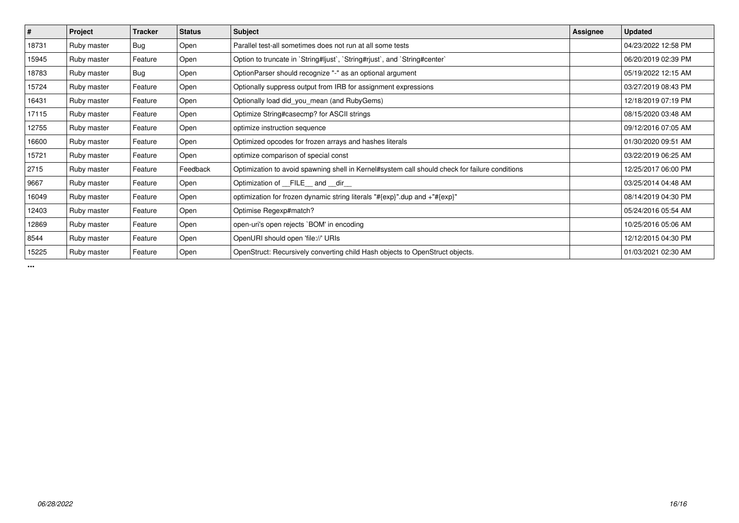| # | Project | Tracker | Status | Subject | Assignee | Updated |
|---|---|---|---|---|---|---|
| 18731 | Ruby master | Bug | Open | Parallel test-all sometimes does not run at all some tests | | 04/23/2022 12:58 PM |
| 15945 | Ruby master | Feature | Open | Option to truncate in `String#ljust`, `String#rjust`, and `String#center` | | 06/20/2019 02:39 PM |
| 18783 | Ruby master | Bug | Open | OptionParser should recognize "-" as an optional argument | | 05/19/2022 12:15 AM |
| 15724 | Ruby master | Feature | Open | Optionally suppress output from IRB for assignment expressions | | 03/27/2019 08:43 PM |
| 16431 | Ruby master | Feature | Open | Optionally load did_you_mean (and RubyGems) | | 12/18/2019 07:19 PM |
| 17115 | Ruby master | Feature | Open | Optimize String#casecmp? for ASCII strings | | 08/15/2020 03:48 AM |
| 12755 | Ruby master | Feature | Open | optimize instruction sequence | | 09/12/2016 07:05 AM |
| 16600 | Ruby master | Feature | Open | Optimized opcodes for frozen arrays and hashes literals | | 01/30/2020 09:51 AM |
| 15721 | Ruby master | Feature | Open | optimize comparison of special const | | 03/22/2019 06:25 AM |
| 2715 | Ruby master | Feature | Feedback | Optimization to avoid spawning shell in Kernel#system call should check for failure conditions | | 12/25/2017 06:00 PM |
| 9667 | Ruby master | Feature | Open | Optimization of __FILE__ and __dir__ | | 03/25/2014 04:48 AM |
| 16049 | Ruby master | Feature | Open | optimization for frozen dynamic string literals "#{exp}".dup and +"#{exp}" | | 08/14/2019 04:30 PM |
| 12403 | Ruby master | Feature | Open | Optimise Regexp#match? | | 05/24/2016 05:54 AM |
| 12869 | Ruby master | Feature | Open | open-uri's open rejects `BOM' in encoding | | 10/25/2016 05:06 AM |
| 8544 | Ruby master | Feature | Open | OpenURI should open 'file://' URIs | | 12/12/2015 04:30 PM |
| 15225 | Ruby master | Feature | Open | OpenStruct: Recursively converting child Hash objects to OpenStruct objects. | | 01/03/2021 02:30 AM |

...